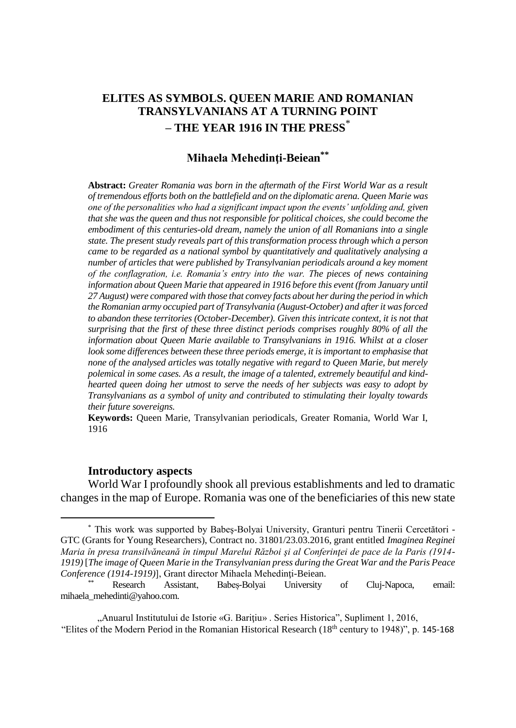# ELITES AS SYMBOLS. QUEEN MARIE AND ROMANIAN TRANSYLVANIANS AT A TURNING POINT – THE YEAR 1916 IN THE PRESS[*]

## Mihaela Mehedinţi-Beiean[**]

**Abstract:** *Greater Romania was born in the aftermath of the First World War as a result of tremendous efforts both on the battlefield and on the diplomatic arena. Queen Marie was one of the personalities who had a significant impact upon the events' unfolding and, given that she was the queen and thus not responsible for political choices, she could become the embodiment of this centuries-old dream, namely the union of all Romanians into a single state. The present study reveals part of this transformation process through which a person came to be regarded as a national symbol by quantitatively and qualitatively analysing a number of articles that were published by Transylvanian periodicals around a key moment of the conflagration, i.e. Romania's entry into the war. The pieces of news containing information about Queen Marie that appeared in 1916 before this event (from January until 27 August) were compared with those that convey facts about her during the period in which the Romanian army occupied part of Transylvania (August-October) and after it was forced to abandon these territories (October-December). Given this intricate context, it is not that surprising that the first of these three distinct periods comprises roughly 80% of all the information about Queen Marie available to Transylvanians in 1916. Whilst at a closer look some differences between these three periods emerge, it is important to emphasise that none of the analysed articles was totally negative with regard to Queen Marie, but merely polemical in some cases. As a result, the image of a talented, extremely beautiful and kind-hearted queen doing her utmost to serve the needs of her subjects was easy to adopt by Transylvanians as a symbol of unity and contributed to stimulating their loyalty towards their future sovereigns.*

**Keywords:** Queen Marie, Transylvanian periodicals, Greater Romania, World War I, 1916

### Introductory aspects

World War I profoundly shook all previous establishments and led to dramatic changes in the map of Europe. Romania was one of the beneficiaries of this new state

---

[*] This work was supported by Babeş-Bolyai University, Granturi pentru Tinerii Cercetători - GTC (Grants for Young Researchers), Contract no. 31801/23.03.2016, grant entitled *Imaginea Reginei Maria în presa transilvăneană în timpul Marelui Război şi al Conferinţei de pace de la Paris (1914-1919)* [*The image of Queen Marie in the Transylvanian press during the Great War and the Paris Peace Conference (1914-1919)*], Grant director Mihaela Mehedinţi-Beiean.

[**] Research Assistant, Babeș-Bolyai University of Cluj-Napoca, email: mihaela_mehedinti@yahoo.com.

„Anuarul Institutului de Istorie «G. Bariţiu» . Series Historica", Supliment 1, 2016, "Elites of the Modern Period in the Romanian Historical Research (18th century to 1948)", p. 145-168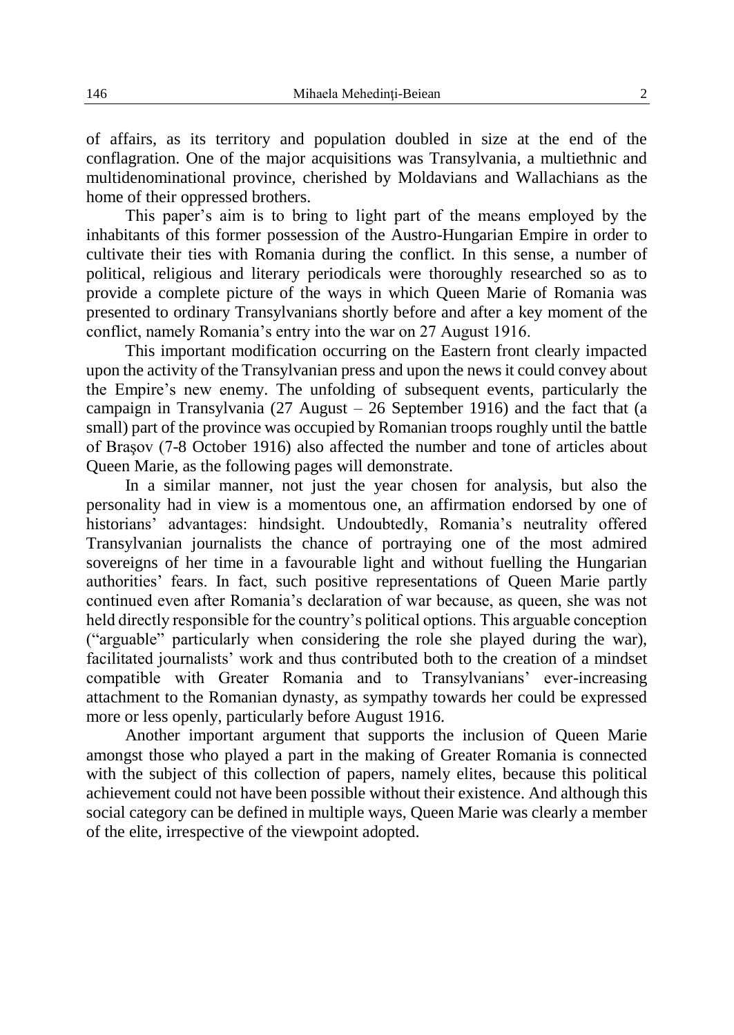of affairs, as its territory and population doubled in size at the end of the conflagration. One of the major acquisitions was Transylvania, a multiethnic and multidenominational province, cherished by Moldavians and Wallachians as the home of their oppressed brothers.

This paper's aim is to bring to light part of the means employed by the inhabitants of this former possession of the Austro-Hungarian Empire in order to cultivate their ties with Romania during the conflict. In this sense, a number of political, religious and literary periodicals were thoroughly researched so as to provide a complete picture of the ways in which Queen Marie of Romania was presented to ordinary Transylvanians shortly before and after a key moment of the conflict, namely Romania's entry into the war on 27 August 1916.

This important modification occurring on the Eastern front clearly impacted upon the activity of the Transylvanian press and upon the news it could convey about the Empire's new enemy. The unfolding of subsequent events, particularly the campaign in Transylvania (27 August – 26 September 1916) and the fact that (a small) part of the province was occupied by Romanian troops roughly until the battle of Brașov (7-8 October 1916) also affected the number and tone of articles about Queen Marie, as the following pages will demonstrate.

In a similar manner, not just the year chosen for analysis, but also the personality had in view is a momentous one, an affirmation endorsed by one of historians' advantages: hindsight. Undoubtedly, Romania's neutrality offered Transylvanian journalists the chance of portraying one of the most admired sovereigns of her time in a favourable light and without fuelling the Hungarian authorities' fears. In fact, such positive representations of Queen Marie partly continued even after Romania's declaration of war because, as queen, she was not held directly responsible for the country's political options. This arguable conception ("arguable" particularly when considering the role she played during the war), facilitated journalists' work and thus contributed both to the creation of a mindset compatible with Greater Romania and to Transylvanians' ever-increasing attachment to the Romanian dynasty, as sympathy towards her could be expressed more or less openly, particularly before August 1916.

Another important argument that supports the inclusion of Queen Marie amongst those who played a part in the making of Greater Romania is connected with the subject of this collection of papers, namely elites, because this political achievement could not have been possible without their existence. And although this social category can be defined in multiple ways, Queen Marie was clearly a member of the elite, irrespective of the viewpoint adopted.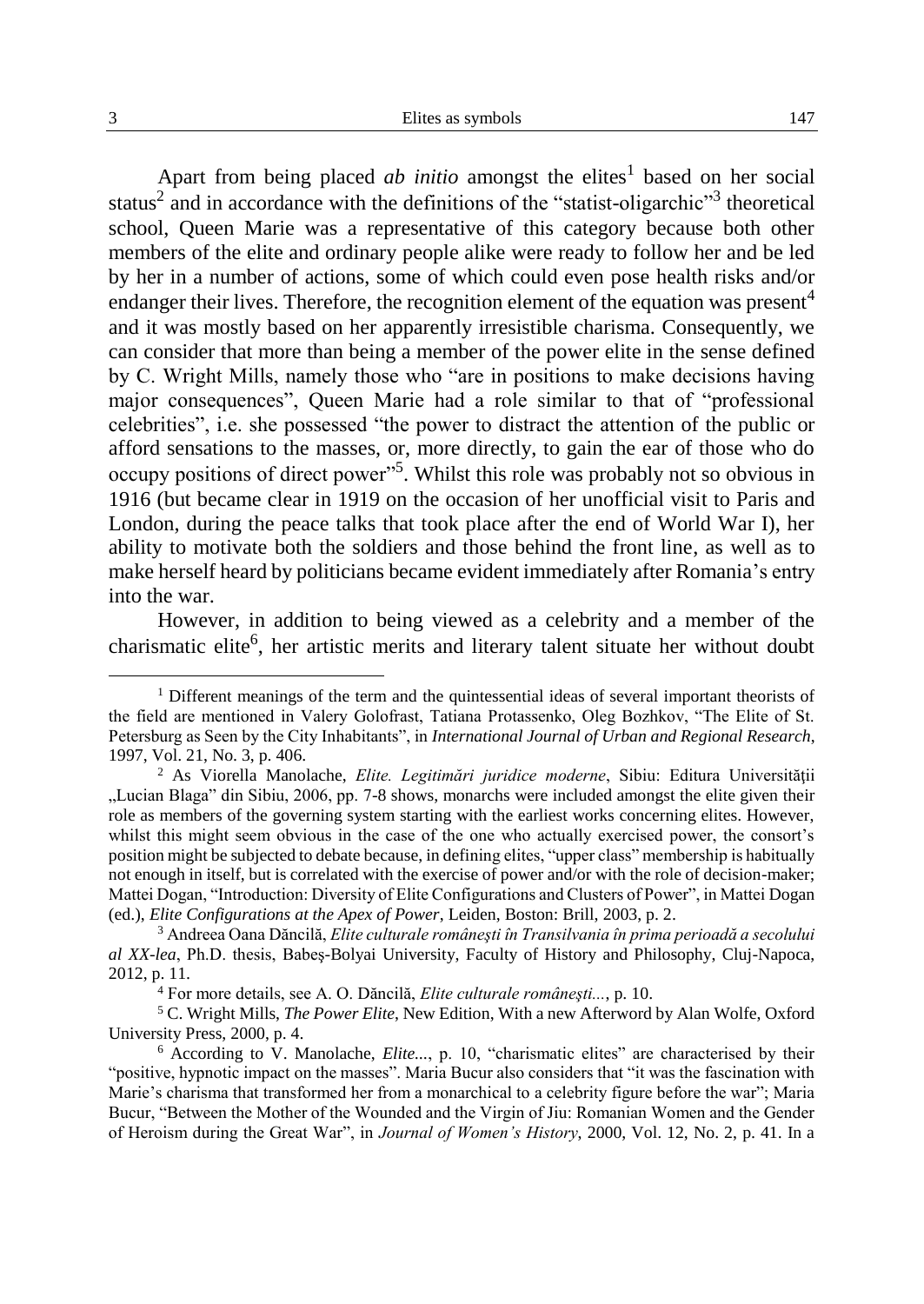Apart from being placed *ab initio* amongst the elites[1] based on her social status[2] and in accordance with the definitions of the "statist-oligarchic"[3] theoretical school, Queen Marie was a representative of this category because both other members of the elite and ordinary people alike were ready to follow her and be led by her in a number of actions, some of which could even pose health risks and/or endanger their lives. Therefore, the recognition element of the equation was present[4] and it was mostly based on her apparently irresistible charisma. Consequently, we can consider that more than being a member of the power elite in the sense defined by C. Wright Mills, namely those who "are in positions to make decisions having major consequences", Queen Marie had a role similar to that of "professional celebrities", i.e. she possessed "the power to distract the attention of the public or afford sensations to the masses, or, more directly, to gain the ear of those who do occupy positions of direct power"[5]. Whilst this role was probably not so obvious in 1916 (but became clear in 1919 on the occasion of her unofficial visit to Paris and London, during the peace talks that took place after the end of World War I), her ability to motivate both the soldiers and those behind the front line, as well as to make herself heard by politicians became evident immediately after Romania's entry into the war.

However, in addition to being viewed as a celebrity and a member of the charismatic elite[6], her artistic merits and literary talent situate her without doubt

---

[1] Different meanings of the term and the quintessential ideas of several important theorists of the field are mentioned in Valery Golofrast, Tatiana Protassenko, Oleg Bozhkov, "The Elite of St. Petersburg as Seen by the City Inhabitants", in *International Journal of Urban and Regional Research*, 1997, Vol. 21, No. 3, p. 406.

[2] As Viorella Manolache, *Elite. Legitimări juridice moderne*, Sibiu: Editura Universității „Lucian Blaga" din Sibiu, 2006, pp. 7-8 shows, monarchs were included amongst the elite given their role as members of the governing system starting with the earliest works concerning elites. However, whilst this might seem obvious in the case of the one who actually exercised power, the consort's position might be subjected to debate because, in defining elites, "upper class" membership is habitually not enough in itself, but is correlated with the exercise of power and/or with the role of decision-maker; Mattei Dogan, "Introduction: Diversity of Elite Configurations and Clusters of Power", in Mattei Dogan (ed.), *Elite Configurations at the Apex of Power*, Leiden, Boston: Brill, 2003, p. 2.

[3] Andreea Oana Dăncilă, *Elite culturale românești în Transilvania în prima perioadă a secolului al XX-lea*, Ph.D. thesis, Babeș-Bolyai University, Faculty of History and Philosophy, Cluj-Napoca, 2012, p. 11.

[4] For more details, see A. O. Dăncilă, *Elite culturale românești...*, p. 10.

[5] C. Wright Mills, *The Power Elite*, New Edition, With a new Afterword by Alan Wolfe, Oxford University Press, 2000, p. 4.

[6] According to V. Manolache, *Elite...*, p. 10, "charismatic elites" are characterised by their "positive, hypnotic impact on the masses". Maria Bucur also considers that "it was the fascination with Marie's charisma that transformed her from a monarchical to a celebrity figure before the war"; Maria Bucur, "Between the Mother of the Wounded and the Virgin of Jiu: Romanian Women and the Gender of Heroism during the Great War", in *Journal of Women's History*, 2000, Vol. 12, No. 2, p. 41. In a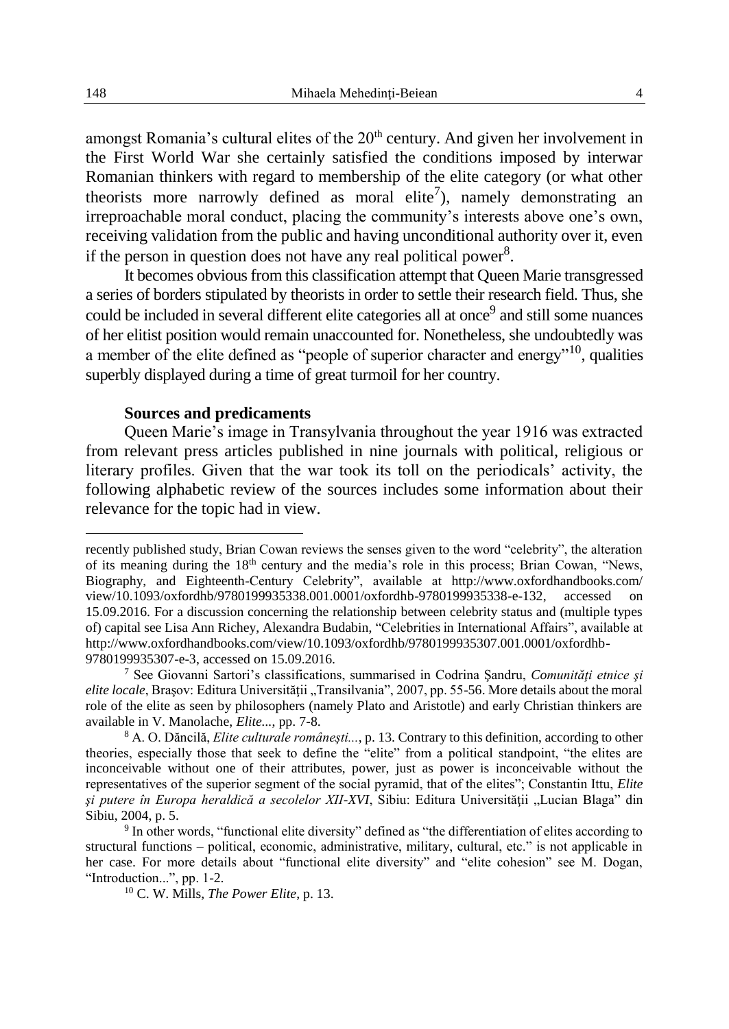amongst Romania's cultural elites of the 20th century. And given her involvement in the First World War she certainly satisfied the conditions imposed by interwar Romanian thinkers with regard to membership of the elite category (or what other theorists more narrowly defined as moral elite[7]), namely demonstrating an irreproachable moral conduct, placing the community's interests above one's own, receiving validation from the public and having unconditional authority over it, even if the person in question does not have any real political power[8].

It becomes obvious from this classification attempt that Queen Marie transgressed a series of borders stipulated by theorists in order to settle their research field. Thus, she could be included in several different elite categories all at once[9] and still some nuances of her elitist position would remain unaccounted for. Nonetheless, she undoubtedly was a member of the elite defined as "people of superior character and energy"[10], qualities superbly displayed during a time of great turmoil for her country.

### Sources and predicaments

Queen Marie's image in Transylvania throughout the year 1916 was extracted from relevant press articles published in nine journals with political, religious or literary profiles. Given that the war took its toll on the periodicals' activity, the following alphabetic review of the sources includes some information about their relevance for the topic had in view.

---

recently published study, Brian Cowan reviews the senses given to the word "celebrity", the alteration of its meaning during the 18th century and the media's role in this process; Brian Cowan, "News, Biography, and Eighteenth-Century Celebrity", available at http://www.oxfordhandbooks.com/view/10.1093/oxfordhb/9780199935338.001.0001/oxfordhb-9780199935338-e-132, accessed on 15.09.2016. For a discussion concerning the relationship between celebrity status and (multiple types of) capital see Lisa Ann Richey, Alexandra Budabin, "Celebrities in International Affairs", available at http://www.oxfordhandbooks.com/view/10.1093/oxfordhb/9780199935307.001.0001/oxfordhb-9780199935307-e-3, accessed on 15.09.2016.

[7] See Giovanni Sartori's classifications, summarised in Codrina Șandru, *Comunități etnice și elite locale*, Brașov: Editura Universității „Transilvania", 2007, pp. 55-56. More details about the moral role of the elite as seen by philosophers (namely Plato and Aristotle) and early Christian thinkers are available in V. Manolache, *Elite...*, pp. 7-8.

[8] A. O. Dăncilă, *Elite culturale românești...*, p. 13. Contrary to this definition, according to other theories, especially those that seek to define the "elite" from a political standpoint, "the elites are inconceivable without one of their attributes, power, just as power is inconceivable without the representatives of the superior segment of the social pyramid, that of the elites"; Constantin Ittu, *Elite și putere în Europa heraldică a secolelor XII-XVI*, Sibiu: Editura Universității „Lucian Blaga" din Sibiu, 2004, p. 5.

[9] In other words, "functional elite diversity" defined as "the differentiation of elites according to structural functions – political, economic, administrative, military, cultural, etc." is not applicable in her case. For more details about "functional elite diversity" and "elite cohesion" see M. Dogan, "Introduction...", pp. 1-2.

[10] C. W. Mills, *The Power Elite*, p. 13.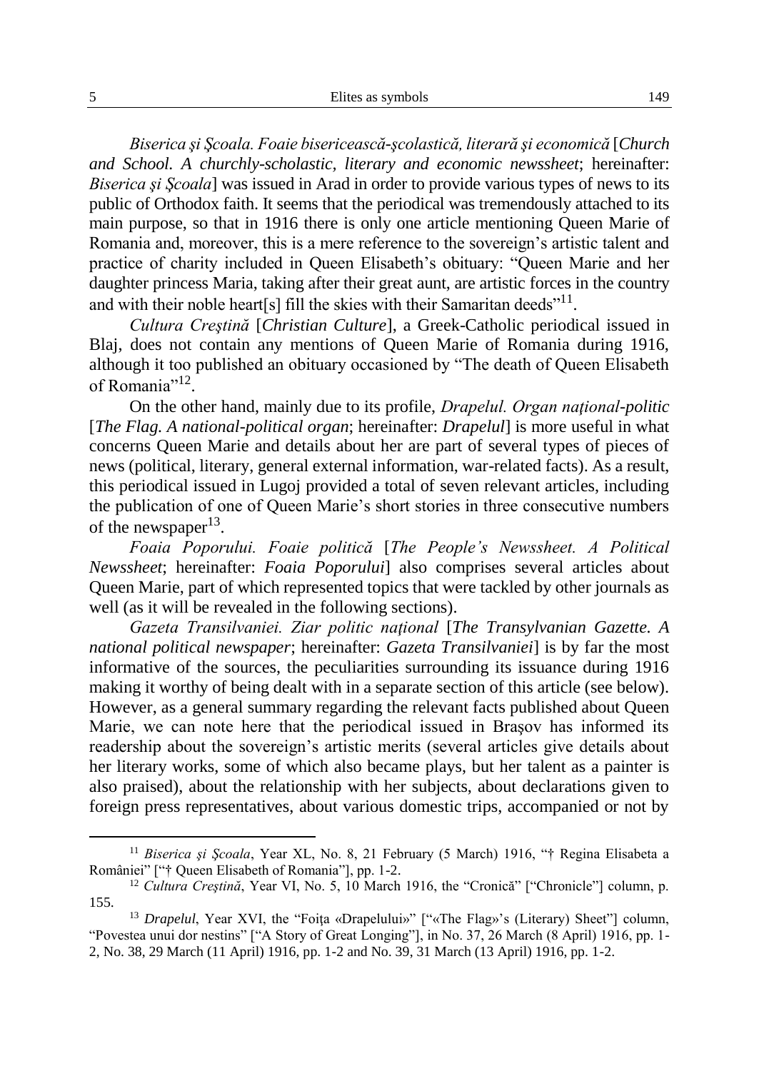*Biserica şi Şcoala. Foaie bisericească-şcolastică, literară şi economică* [*Church and School. A churchly-scholastic, literary and economic newssheet*; hereinafter: *Biserica şi Şcoala*] was issued in Arad in order to provide various types of news to its public of Orthodox faith. It seems that the periodical was tremendously attached to its main purpose, so that in 1916 there is only one article mentioning Queen Marie of Romania and, moreover, this is a mere reference to the sovereign's artistic talent and practice of charity included in Queen Elisabeth's obituary: "Queen Marie and her daughter princess Maria, taking after their great aunt, are artistic forces in the country and with their noble heart[s] fill the skies with their Samaritan deeds"[11].

*Cultura Creştină* [*Christian Culture*], a Greek-Catholic periodical issued in Blaj, does not contain any mentions of Queen Marie of Romania during 1916, although it too published an obituary occasioned by "The death of Queen Elisabeth of Romania"[12].

On the other hand, mainly due to its profile, *Drapelul. Organ naţional-politic* [*The Flag. A national-political organ*; hereinafter: *Drapelul*] is more useful in what concerns Queen Marie and details about her are part of several types of pieces of news (political, literary, general external information, war-related facts). As a result, this periodical issued in Lugoj provided a total of seven relevant articles, including the publication of one of Queen Marie's short stories in three consecutive numbers of the newspaper[13].

*Foaia Poporului. Foaie politică* [*The People's Newssheet. A Political Newssheet*; hereinafter: *Foaia Poporului*] also comprises several articles about Queen Marie, part of which represented topics that were tackled by other journals as well (as it will be revealed in the following sections).

*Gazeta Transilvaniei. Ziar politic naţional* [*The Transylvanian Gazette. A national political newspaper*; hereinafter: *Gazeta Transilvaniei*] is by far the most informative of the sources, the peculiarities surrounding its issuance during 1916 making it worthy of being dealt with in a separate section of this article (see below). However, as a general summary regarding the relevant facts published about Queen Marie, we can note here that the periodical issued in Braşov has informed its readership about the sovereign's artistic merits (several articles give details about her literary works, some of which also became plays, but her talent as a painter is also praised), about the relationship with her subjects, about declarations given to foreign press representatives, about various domestic trips, accompanied or not by

---

[11] *Biserica şi Şcoala*, Year XL, No. 8, 21 February (5 March) 1916, "† Regina Elisabeta a României" ["† Queen Elisabeth of Romania"], pp. 1-2.

[12] *Cultura Creştină*, Year VI, No. 5, 10 March 1916, the "Cronică" ["Chronicle"] column, p. 155.

[13] *Drapelul*, Year XVI, the "Foiţa «Drapelului»" ["«The Flag»'s (Literary) Sheet"] column, "Povestea unui dor nestins" ["A Story of Great Longing"], in No. 37, 26 March (8 April) 1916, pp. 1-2, No. 38, 29 March (11 April) 1916, pp. 1-2 and No. 39, 31 March (13 April) 1916, pp. 1-2.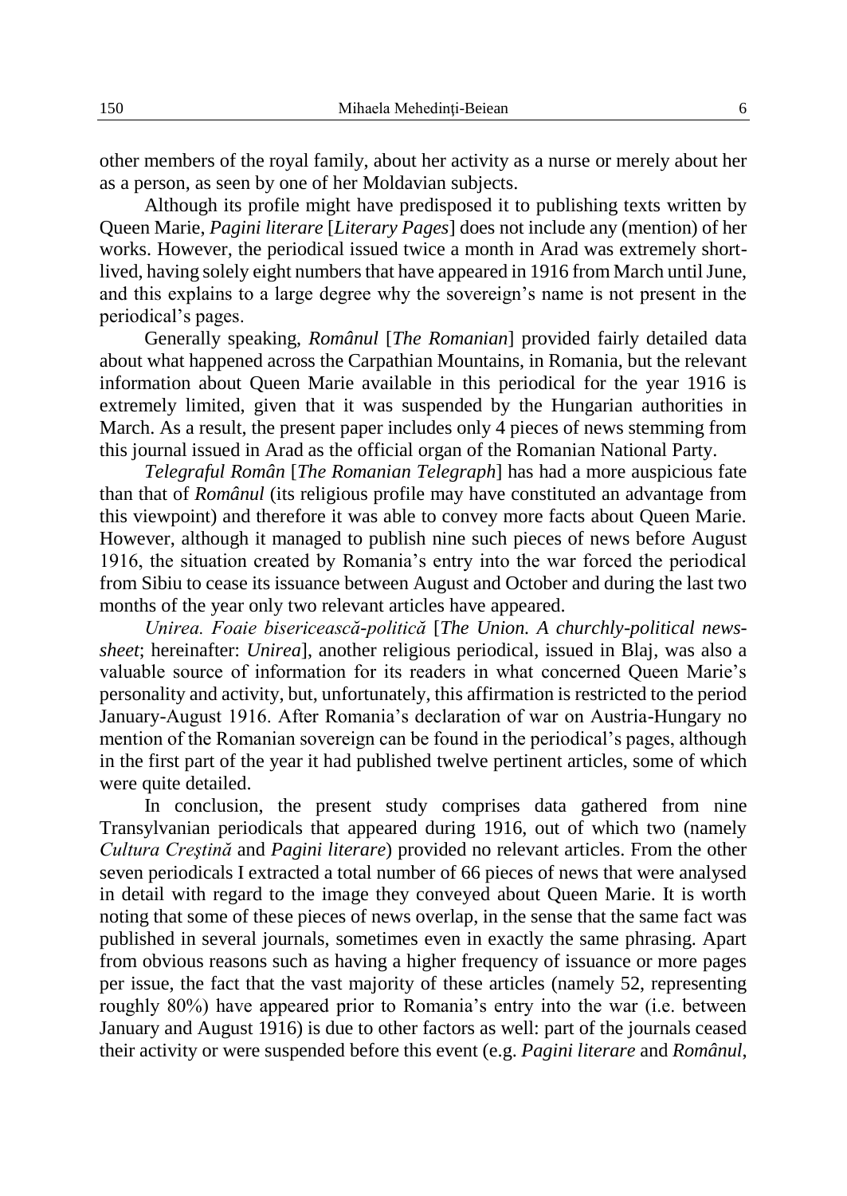other members of the royal family, about her activity as a nurse or merely about her as a person, as seen by one of her Moldavian subjects.

Although its profile might have predisposed it to publishing texts written by Queen Marie, *Pagini literare* [*Literary Pages*] does not include any (mention) of her works. However, the periodical issued twice a month in Arad was extremely short-lived, having solely eight numbers that have appeared in 1916 from March until June, and this explains to a large degree why the sovereign's name is not present in the periodical's pages.

Generally speaking, *Românul* [*The Romanian*] provided fairly detailed data about what happened across the Carpathian Mountains, in Romania, but the relevant information about Queen Marie available in this periodical for the year 1916 is extremely limited, given that it was suspended by the Hungarian authorities in March. As a result, the present paper includes only 4 pieces of news stemming from this journal issued in Arad as the official organ of the Romanian National Party.

*Telegraful Român* [*The Romanian Telegraph*] has had a more auspicious fate than that of *Românul* (its religious profile may have constituted an advantage from this viewpoint) and therefore it was able to convey more facts about Queen Marie. However, although it managed to publish nine such pieces of news before August 1916, the situation created by Romania's entry into the war forced the periodical from Sibiu to cease its issuance between August and October and during the last two months of the year only two relevant articles have appeared.

*Unirea. Foaie bisericească-politică* [*The Union. A churchly-political news-sheet*; hereinafter: *Unirea*], another religious periodical, issued in Blaj, was also a valuable source of information for its readers in what concerned Queen Marie's personality and activity, but, unfortunately, this affirmation is restricted to the period January-August 1916. After Romania's declaration of war on Austria-Hungary no mention of the Romanian sovereign can be found in the periodical's pages, although in the first part of the year it had published twelve pertinent articles, some of which were quite detailed.

In conclusion, the present study comprises data gathered from nine Transylvanian periodicals that appeared during 1916, out of which two (namely *Cultura Creştină* and *Pagini literare*) provided no relevant articles. From the other seven periodicals I extracted a total number of 66 pieces of news that were analysed in detail with regard to the image they conveyed about Queen Marie. It is worth noting that some of these pieces of news overlap, in the sense that the same fact was published in several journals, sometimes even in exactly the same phrasing. Apart from obvious reasons such as having a higher frequency of issuance or more pages per issue, the fact that the vast majority of these articles (namely 52, representing roughly 80%) have appeared prior to Romania's entry into the war (i.e. between January and August 1916) is due to other factors as well: part of the journals ceased their activity or were suspended before this event (e.g. *Pagini literare* and *Românul*,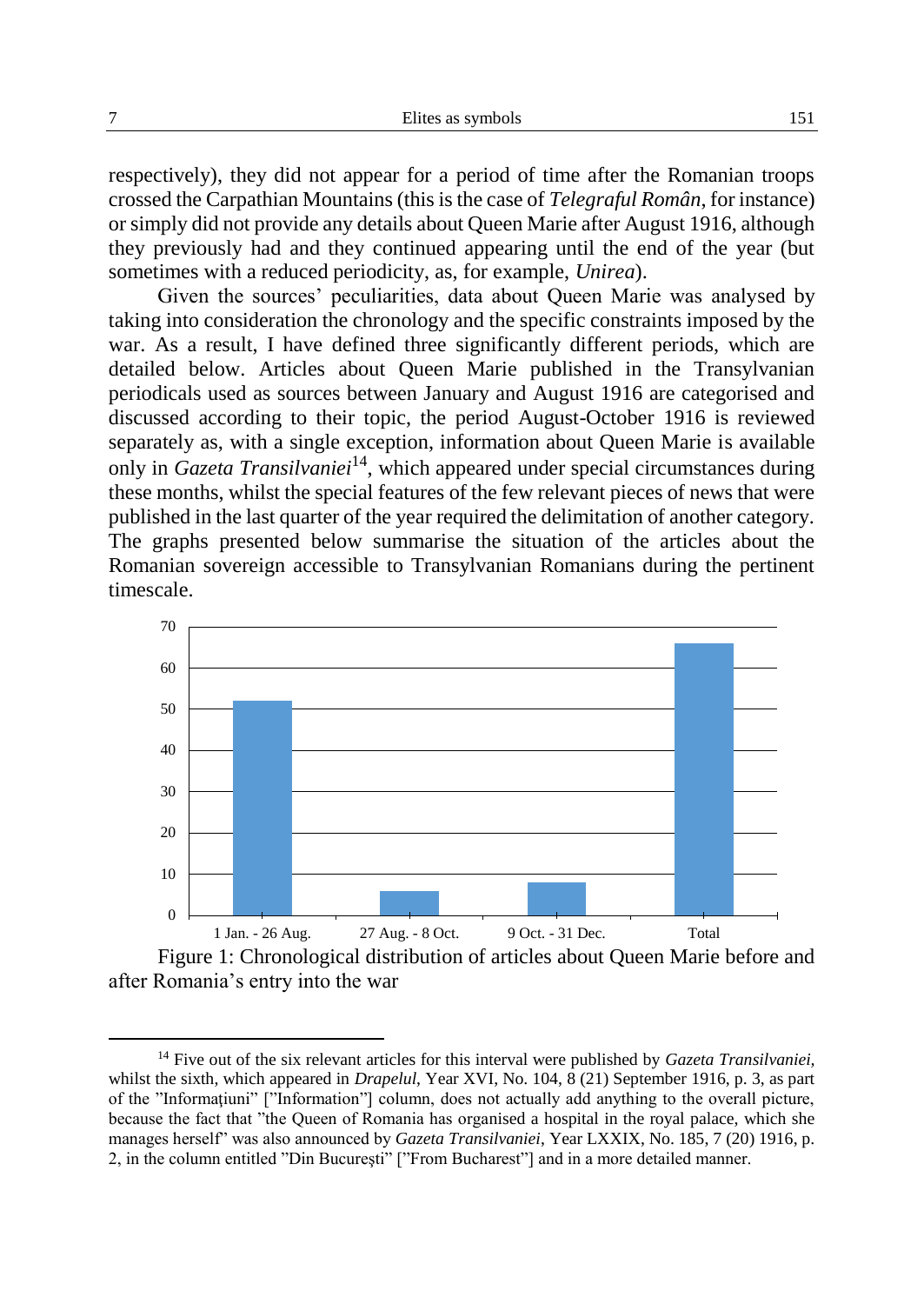respectively), they did not appear for a period of time after the Romanian troops crossed the Carpathian Mountains (this is the case of *Telegraful Român*, for instance) or simply did not provide any details about Queen Marie after August 1916, although they previously had and they continued appearing until the end of the year (but sometimes with a reduced periodicity, as, for example, *Unirea*).

Given the sources' peculiarities, data about Queen Marie was analysed by taking into consideration the chronology and the specific constraints imposed by the war. As a result, I have defined three significantly different periods, which are detailed below. Articles about Queen Marie published in the Transylvanian periodicals used as sources between January and August 1916 are categorised and discussed according to their topic, the period August-October 1916 is reviewed separately as, with a single exception, information about Queen Marie is available only in *Gazeta Transilvaniei*[14], which appeared under special circumstances during these months, whilst the special features of the few relevant pieces of news that were published in the last quarter of the year required the delimitation of another category. The graphs presented below summarise the situation of the articles about the Romanian sovereign accessible to Transylvanian Romanians during the pertinent timescale.

| Period | Articles |
|---|---|
| 1 Jan. - 26 Aug. | 52 |
| 27 Aug. - 8 Oct. | 6 |
| 9 Oct. - 31 Dec. | 8 |
| Total | 66 |

Figure 1: Chronological distribution of articles about Queen Marie before and after Romania's entry into the war

[14] Five out of the six relevant articles for this interval were published by *Gazeta Transilvaniei*, whilst the sixth, which appeared in *Drapelul*, Year XVI, No. 104, 8 (21) September 1916, p. 3, as part of the "Informațiuni" ["Information"] column, does not actually add anything to the overall picture, because the fact that "the Queen of Romania has organised a hospital in the royal palace, which she manages herself" was also announced by *Gazeta Transilvaniei*, Year LXXIX, No. 185, 7 (20) 1916, p. 2, in the column entitled "Din București" ["From Bucharest"] and in a more detailed manner.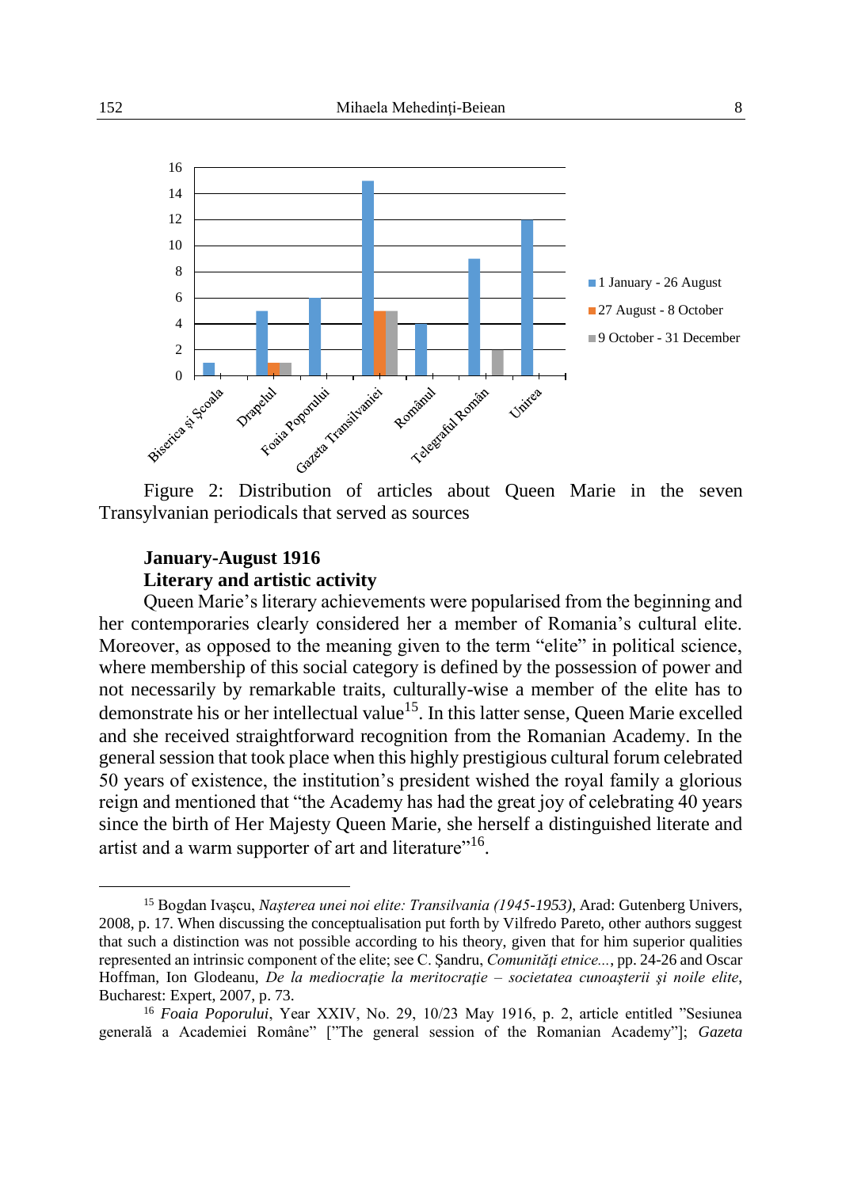Figure 2: Distribution of articles about Queen Marie in the seven Transylvanian periodicals that served as sources

**January-August 1916**

**Literary and artistic activity**

Queen Marie's literary achievements were popularised from the beginning and her contemporaries clearly considered her a member of Romania's cultural elite. Moreover, as opposed to the meaning given to the term "elite" in political science, where membership of this social category is defined by the possession of power and not necessarily by remarkable traits, culturally-wise a member of the elite has to demonstrate his or her intellectual value[15]. In this latter sense, Queen Marie excelled and she received straightforward recognition from the Romanian Academy. In the general session that took place when this highly prestigious cultural forum celebrated 50 years of existence, the institution's president wished the royal family a glorious reign and mentioned that "the Academy has had the great joy of celebrating 40 years since the birth of Her Majesty Queen Marie, she herself a distinguished literate and artist and a warm supporter of art and literature"[16].

---

[15] Bogdan Ivaşcu, *Naşterea unei noi elite: Transilvania (1945-1953)*, Arad: Gutenberg Univers, 2008, p. 17. When discussing the conceptualisation put forth by Vilfredo Pareto, other authors suggest that such a distinction was not possible according to his theory, given that for him superior qualities represented an intrinsic component of the elite; see C. Şandru, *Comunităţi etnice...*, pp. 24-26 and Oscar Hoffman, Ion Glodeanu, *De la mediocraţie la meritocraţie – societatea cunoaşterii şi noile elite*, Bucharest: Expert, 2007, p. 73.

[16] *Foaia Poporului*, Year XXIV, No. 29, 10/23 May 1916, p. 2, article entitled "Sesiunea generală a Academiei Române" ["The general session of the Romanian Academy"]; *Gazeta*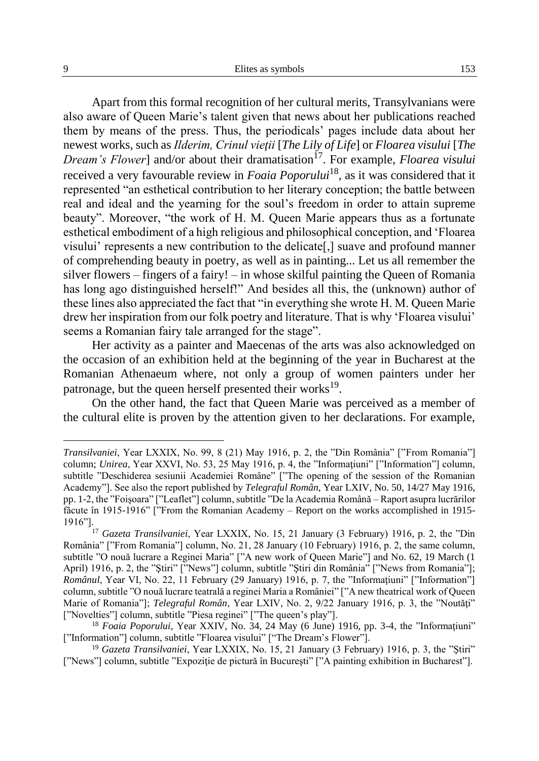Apart from this formal recognition of her cultural merits, Transylvanians were also aware of Queen Marie's talent given that news about her publications reached them by means of the press. Thus, the periodicals' pages include data about her newest works, such as *Ilderim, Crinul vieții* [*The Lily of Life*] or *Floarea visului* [*The Dream's Flower*] and/or about their dramatisation[17]. For example, *Floarea visului* received a very favourable review in *Foaia Poporului*[18], as it was considered that it represented "an esthetical contribution to her literary conception; the battle between real and ideal and the yearning for the soul's freedom in order to attain supreme beauty". Moreover, "the work of H. M. Queen Marie appears thus as a fortunate esthetical embodiment of a high religious and philosophical conception, and 'Floarea visului' represents a new contribution to the delicate[,] suave and profound manner of comprehending beauty in poetry, as well as in painting... Let us all remember the silver flowers – fingers of a fairy! – in whose skilful painting the Queen of Romania has long ago distinguished herself!" And besides all this, the (unknown) author of these lines also appreciated the fact that "in everything she wrote H. M. Queen Marie drew her inspiration from our folk poetry and literature. That is why 'Floarea visului' seems a Romanian fairy tale arranged for the stage".

Her activity as a painter and Maecenas of the arts was also acknowledged on the occasion of an exhibition held at the beginning of the year in Bucharest at the Romanian Athenaeum where, not only a group of women painters under her patronage, but the queen herself presented their works[19].

On the other hand, the fact that Queen Marie was perceived as a member of the cultural elite is proven by the attention given to her declarations. For example,

---

*Transilvaniei*, Year LXXIX, No. 99, 8 (21) May 1916, p. 2, the "Din România" ["From Romania"] column; *Unirea*, Year XXVI, No. 53, 25 May 1916, p. 4, the "Informațiuni" ["Information"] column, subtitle "Deschiderea sesiunii Academiei Române" ["The opening of the session of the Romanian Academy"]. See also the report published by *Telegraful Român*, Year LXIV, No. 50, 14/27 May 1916, pp. 1-2, the "Foișoara" ["Leaflet"] column, subtitle "De la Academia Română – Raport asupra lucrărilor făcute în 1915-1916" ["From the Romanian Academy – Report on the works accomplished in 1915-1916"].

[17] *Gazeta Transilvaniei*, Year LXXIX, No. 15, 21 January (3 February) 1916, p. 2, the "Din România" ["From Romania"] column, No. 21, 28 January (10 February) 1916, p. 2, the same column, subtitle "O nouă lucrare a Reginei Maria" ["A new work of Queen Marie"] and No. 62, 19 March (1 April) 1916, p. 2, the "Știri" ["News"] column, subtitle "Știri din România" ["News from Romania"]; *Românul*, Year VI, No. 22, 11 February (29 January) 1916, p. 7, the "Informațiuni" ["Information"] column, subtitle "O nouă lucrare teatrală a reginei Maria a României" ["A new theatrical work of Queen Marie of Romania"]; *Telegraful Român*, Year LXIV, No. 2, 9/22 January 1916, p. 3, the "Noutăți" ["Novelties"] column, subtitle "Piesa reginei" ["The queen's play"].

[18] *Foaia Poporului*, Year XXIV, No. 34, 24 May (6 June) 1916, pp. 3-4, the "Informațiuni" ["Information"] column, subtitle "Floarea visului" ["The Dream's Flower"].

[19] *Gazeta Transilvaniei*, Year LXXIX, No. 15, 21 January (3 February) 1916, p. 3, the "Știri" ["News"] column, subtitle "Expoziție de pictură în București" ["A painting exhibition in Bucharest"].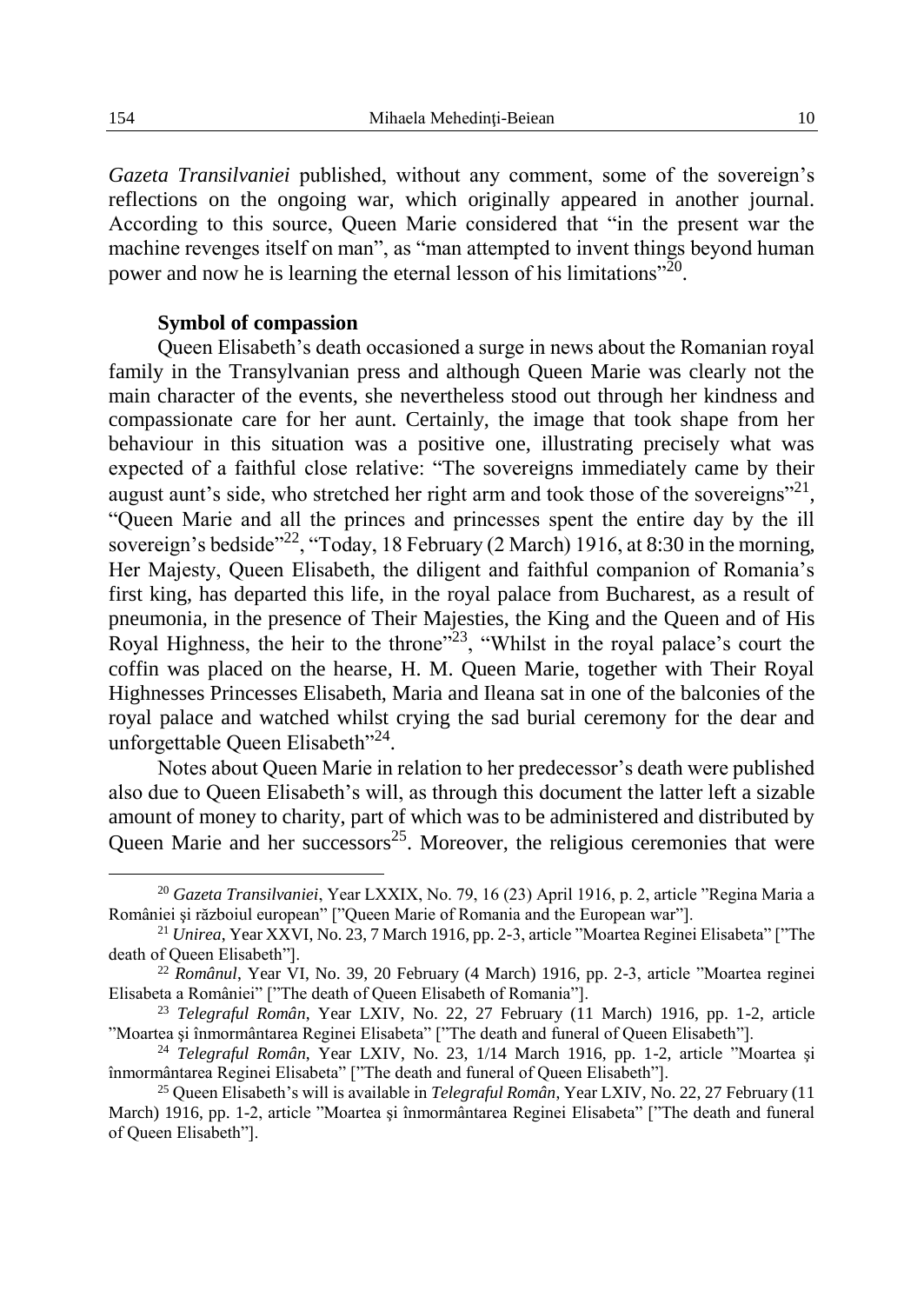*Gazeta Transilvaniei* published, without any comment, some of the sovereign's reflections on the ongoing war, which originally appeared in another journal. According to this source, Queen Marie considered that "in the present war the machine revenges itself on man", as "man attempted to invent things beyond human power and now he is learning the eternal lesson of his limitations"[20].

**Symbol of compassion**

Queen Elisabeth's death occasioned a surge in news about the Romanian royal family in the Transylvanian press and although Queen Marie was clearly not the main character of the events, she nevertheless stood out through her kindness and compassionate care for her aunt. Certainly, the image that took shape from her behaviour in this situation was a positive one, illustrating precisely what was expected of a faithful close relative: "The sovereigns immediately came by their august aunt's side, who stretched her right arm and took those of the sovereigns"[21], "Queen Marie and all the princes and princesses spent the entire day by the ill sovereign's bedside"[22], "Today, 18 February (2 March) 1916, at 8:30 in the morning, Her Majesty, Queen Elisabeth, the diligent and faithful companion of Romania's first king, has departed this life, in the royal palace from Bucharest, as a result of pneumonia, in the presence of Their Majesties, the King and the Queen and of His Royal Highness, the heir to the throne"[23], "Whilst in the royal palace's court the coffin was placed on the hearse, H. M. Queen Marie, together with Their Royal Highnesses Princesses Elisabeth, Maria and Ileana sat in one of the balconies of the royal palace and watched whilst crying the sad burial ceremony for the dear and unforgettable Queen Elisabeth"[24].

Notes about Queen Marie in relation to her predecessor's death were published also due to Queen Elisabeth's will, as through this document the latter left a sizable amount of money to charity, part of which was to be administered and distributed by Queen Marie and her successors[25]. Moreover, the religious ceremonies that were

---

[20] *Gazeta Transilvaniei*, Year LXXIX, No. 79, 16 (23) April 1916, p. 2, article "Regina Maria a României şi războiul european" ["Queen Marie of Romania and the European war"].

[21] *Unirea*, Year XXVI, No. 23, 7 March 1916, pp. 2-3, article "Moartea Reginei Elisabeta" ["The death of Queen Elisabeth"].

[22] *Românul*, Year VI, No. 39, 20 February (4 March) 1916, pp. 2-3, article "Moartea reginei Elisabeta a României" ["The death of Queen Elisabeth of Romania"].

[23] *Telegraful Român*, Year LXIV, No. 22, 27 February (11 March) 1916, pp. 1-2, article "Moartea şi înmormântarea Reginei Elisabeta" ["The death and funeral of Queen Elisabeth"].

[24] *Telegraful Român*, Year LXIV, No. 23, 1/14 March 1916, pp. 1-2, article "Moartea şi înmormântarea Reginei Elisabeta" ["The death and funeral of Queen Elisabeth"].

[25] Queen Elisabeth's will is available in *Telegraful Român*, Year LXIV, No. 22, 27 February (11 March) 1916, pp. 1-2, article "Moartea şi înmormântarea Reginei Elisabeta" ["The death and funeral of Queen Elisabeth"].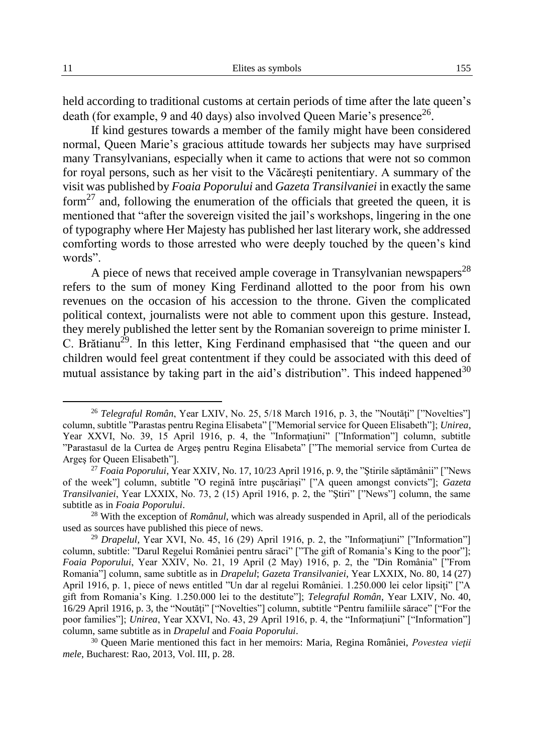held according to traditional customs at certain periods of time after the late queen's death (for example, 9 and 40 days) also involved Queen Marie's presence[26].

If kind gestures towards a member of the family might have been considered normal, Queen Marie's gracious attitude towards her subjects may have surprised many Transylvanians, especially when it came to actions that were not so common for royal persons, such as her visit to the Văcăreşti penitentiary. A summary of the visit was published by *Foaia Poporului* and *Gazeta Transilvaniei* in exactly the same form[27] and, following the enumeration of the officials that greeted the queen, it is mentioned that "after the sovereign visited the jail's workshops, lingering in the one of typography where Her Majesty has published her last literary work, she addressed comforting words to those arrested who were deeply touched by the queen's kind words".

A piece of news that received ample coverage in Transylvanian newspapers[28] refers to the sum of money King Ferdinand allotted to the poor from his own revenues on the occasion of his accession to the throne. Given the complicated political context, journalists were not able to comment upon this gesture. Instead, they merely published the letter sent by the Romanian sovereign to prime minister I. C. Brătianu[29]. In this letter, King Ferdinand emphasised that "the queen and our children would feel great contentment if they could be associated with this deed of mutual assistance by taking part in the aid's distribution". This indeed happened[30]

---

[26] *Telegraful Român*, Year LXIV, No. 25, 5/18 March 1916, p. 3, the "Noutăţi" ["Novelties"] column, subtitle "Parastas pentru Regina Elisabeta" ["Memorial service for Queen Elisabeth"]; *Unirea*, Year XXVI, No. 39, 15 April 1916, p. 4, the "Informaţiuni" ["Information"] column, subtitle "Parastasul de la Curtea de Argeş pentru Regina Elisabeta" ["The memorial service from Curtea de Argeş for Queen Elisabeth"].

[27] *Foaia Poporului*, Year XXIV, No. 17, 10/23 April 1916, p. 9, the "Ştirile săptămânii" ["News of the week"] column, subtitle "O regină între puşcăriaşi" ["A queen amongst convicts"]; *Gazeta Transilvaniei*, Year LXXIX, No. 73, 2 (15) April 1916, p. 2, the "Ştiri" ["News"] column, the same subtitle as in *Foaia Poporului*.

[28] With the exception of *Românul*, which was already suspended in April, all of the periodicals used as sources have published this piece of news.

[29] *Drapelul*, Year XVI, No. 45, 16 (29) April 1916, p. 2, the "Informaţiuni" ["Information"] column, subtitle: "Darul Regelui României pentru săraci" ["The gift of Romania's King to the poor"]; *Foaia Poporului*, Year XXIV, No. 21, 19 April (2 May) 1916, p. 2, the "Din România" ["From Romania"] column, same subtitle as in *Drapelul*; *Gazeta Transilvaniei*, Year LXXIX, No. 80, 14 (27) April 1916, p. 1, piece of news entitled "Un dar al regelui României. 1.250.000 lei celor lipsiţi" ["A gift from Romania's King. 1.250.000 lei to the destitute"]; *Telegraful Român*, Year LXIV, No. 40, 16/29 April 1916, p. 3, the "Noutăţi" ["Novelties"] column, subtitle "Pentru familiile sărace" ["For the poor families"]; *Unirea*, Year XXVI, No. 43, 29 April 1916, p. 4, the "Informaţiuni" ["Information"] column, same subtitle as in *Drapelul* and *Foaia Poporului*.

[30] Queen Marie mentioned this fact in her memoirs: Maria, Regina României, *Povestea vieţii mele*, Bucharest: Rao, 2013, Vol. III, p. 28.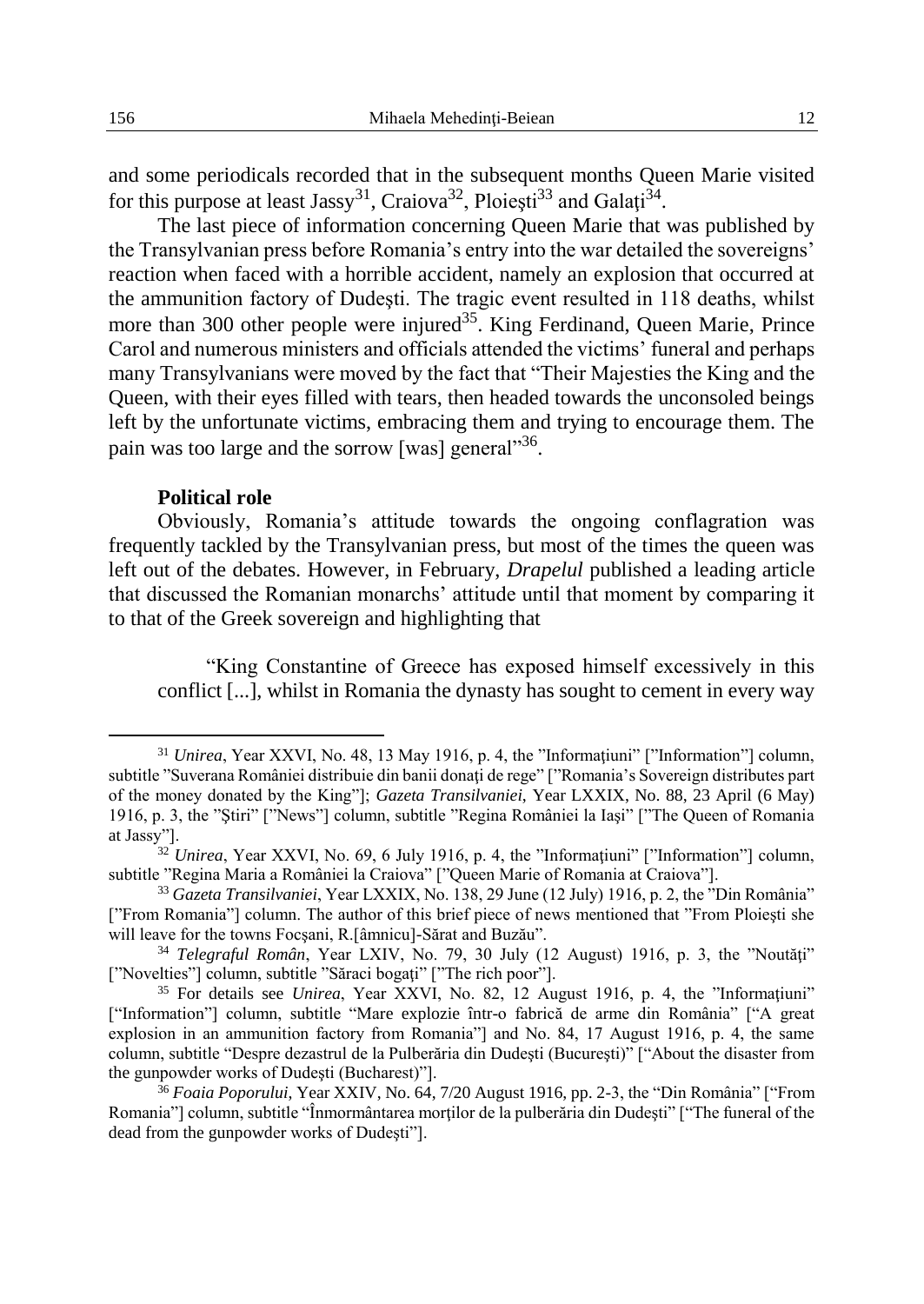and some periodicals recorded that in the subsequent months Queen Marie visited for this purpose at least Jassy[31], Craiova[32], Ploieşti[33] and Galaţi[34].

The last piece of information concerning Queen Marie that was published by the Transylvanian press before Romania's entry into the war detailed the sovereigns' reaction when faced with a horrible accident, namely an explosion that occurred at the ammunition factory of Dudeşti. The tragic event resulted in 118 deaths, whilst more than 300 other people were injured[35]. King Ferdinand, Queen Marie, Prince Carol and numerous ministers and officials attended the victims' funeral and perhaps many Transylvanians were moved by the fact that "Their Majesties the King and the Queen, with their eyes filled with tears, then headed towards the unconsoled beings left by the unfortunate victims, embracing them and trying to encourage them. The pain was too large and the sorrow [was] general"[36].

**Political role**

Obviously, Romania's attitude towards the ongoing conflagration was frequently tackled by the Transylvanian press, but most of the times the queen was left out of the debates. However, in February, *Drapelul* published a leading article that discussed the Romanian monarchs' attitude until that moment by comparing it to that of the Greek sovereign and highlighting that

> "King Constantine of Greece has exposed himself excessively in this conflict [...], whilst in Romania the dynasty has sought to cement in every way

---

[31] *Unirea*, Year XXVI, No. 48, 13 May 1916, p. 4, the "Informaţiuni" ["Information"] column, subtitle "Suverana României distribuie din banii donaţi de rege" ["Romania's Sovereign distributes part of the money donated by the King"]; *Gazeta Transilvaniei*, Year LXXIX, No. 88, 23 April (6 May) 1916, p. 3, the "Ştiri" ["News"] column, subtitle "Regina României la Iaşi" ["The Queen of Romania at Jassy"].

[32] *Unirea*, Year XXVI, No. 69, 6 July 1916, p. 4, the "Informaţiuni" ["Information"] column, subtitle "Regina Maria a României la Craiova" ["Queen Marie of Romania at Craiova"].

[33] *Gazeta Transilvaniei*, Year LXXIX, No. 138, 29 June (12 July) 1916, p. 2, the "Din România" ["From Romania"] column. The author of this brief piece of news mentioned that "From Ploieşti she will leave for the towns Focşani, R.[âmnicu]-Sărat and Buzău".

[34] *Telegraful Român*, Year LXIV, No. 79, 30 July (12 August) 1916, p. 3, the "Noutăţi" ["Novelties"] column, subtitle "Săraci bogaţi" ["The rich poor"].

[35] For details see *Unirea*, Year XXVI, No. 82, 12 August 1916, p. 4, the "Informaţiuni" ["Information"] column, subtitle "Mare explozie într-o fabrică de arme din România" ["A great explosion in an ammunition factory from Romania"] and No. 84, 17 August 1916, p. 4, the same column, subtitle "Despre dezastrul de la Pulberăria din Dudeşti (Bucureşti)" ["About the disaster from the gunpowder works of Dudeşti (Bucharest)"].

[36] *Foaia Poporului*, Year XXIV, No. 64, 7/20 August 1916, pp. 2-3, the "Din România" ["From Romania"] column, subtitle "Înmormântarea morţilor de la pulberăria din Dudeşti" ["The funeral of the dead from the gunpowder works of Dudeşti"].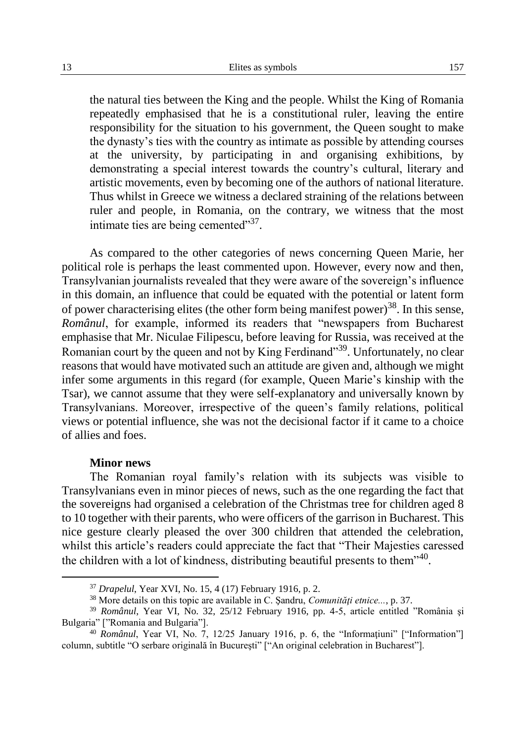the natural ties between the King and the people. Whilst the King of Romania repeatedly emphasised that he is a constitutional ruler, leaving the entire responsibility for the situation to his government, the Queen sought to make the dynasty's ties with the country as intimate as possible by attending courses at the university, by participating in and organising exhibitions, by demonstrating a special interest towards the country's cultural, literary and artistic movements, even by becoming one of the authors of national literature. Thus whilst in Greece we witness a declared straining of the relations between ruler and people, in Romania, on the contrary, we witness that the most intimate ties are being cemented"[37].

As compared to the other categories of news concerning Queen Marie, her political role is perhaps the least commented upon. However, every now and then, Transylvanian journalists revealed that they were aware of the sovereign's influence in this domain, an influence that could be equated with the potential or latent form of power characterising elites (the other form being manifest power)[38]. In this sense, *Românul*, for example, informed its readers that "newspapers from Bucharest emphasise that Mr. Niculae Filipescu, before leaving for Russia, was received at the Romanian court by the queen and not by King Ferdinand"[39]. Unfortunately, no clear reasons that would have motivated such an attitude are given and, although we might infer some arguments in this regard (for example, Queen Marie's kinship with the Tsar), we cannot assume that they were self-explanatory and universally known by Transylvanians. Moreover, irrespective of the queen's family relations, political views or potential influence, she was not the decisional factor if it came to a choice of allies and foes.

**Minor news**

The Romanian royal family's relation with its subjects was visible to Transylvanians even in minor pieces of news, such as the one regarding the fact that the sovereigns had organised a celebration of the Christmas tree for children aged 8 to 10 together with their parents, who were officers of the garrison in Bucharest. This nice gesture clearly pleased the over 300 children that attended the celebration, whilst this article's readers could appreciate the fact that "Their Majesties caressed the children with a lot of kindness, distributing beautiful presents to them"[40].

---

[37] *Drapelul*, Year XVI, No. 15, 4 (17) February 1916, p. 2.

[38] More details on this topic are available in C. Şandru, *Comunităţi etnice...*, p. 37.

[39] *Românul*, Year VI, No. 32, 25/12 February 1916, pp. 4-5, article entitled "România şi Bulgaria" ["Romania and Bulgaria"].

[40] *Românul*, Year VI, No. 7, 12/25 January 1916, p. 6, the "Informaţiuni" ["Information"] column, subtitle "O serbare originală în Bucureşti" ["An original celebration in Bucharest"].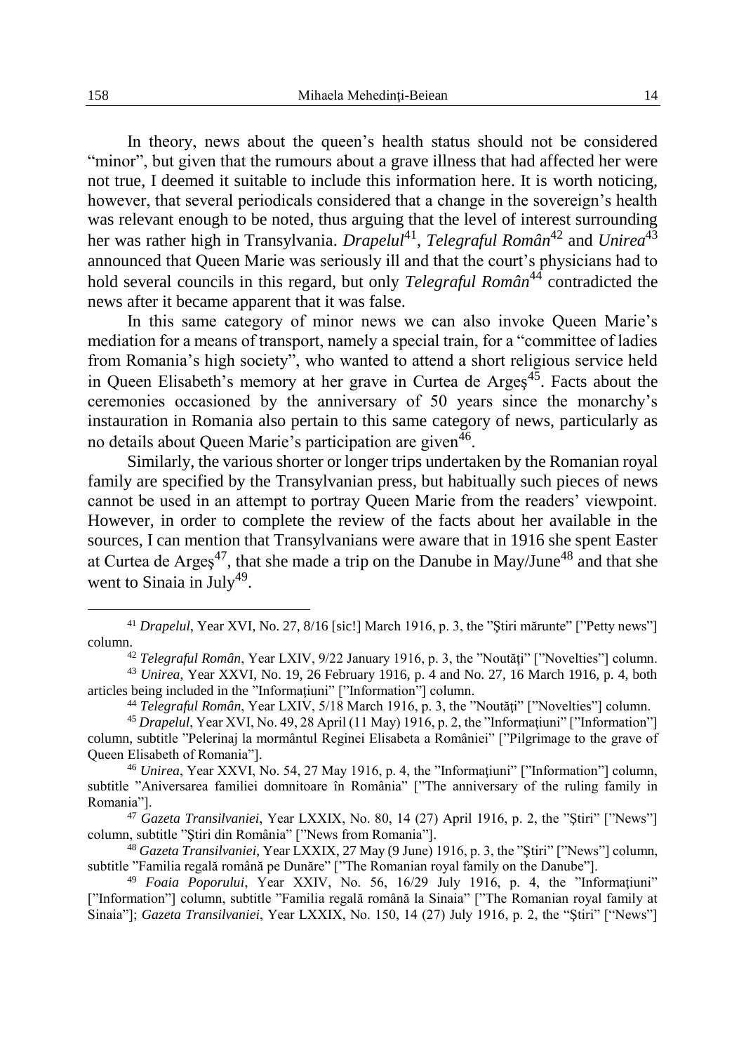In theory, news about the queen's health status should not be considered "minor", but given that the rumours about a grave illness that had affected her were not true, I deemed it suitable to include this information here. It is worth noticing, however, that several periodicals considered that a change in the sovereign's health was relevant enough to be noted, thus arguing that the level of interest surrounding her was rather high in Transylvania. *Drapelul*[41], *Telegraful Român*[42] and *Unirea*[43] announced that Queen Marie was seriously ill and that the court's physicians had to hold several councils in this regard, but only *Telegraful Român*[44] contradicted the news after it became apparent that it was false.

In this same category of minor news we can also invoke Queen Marie's mediation for a means of transport, namely a special train, for a "committee of ladies from Romania's high society", who wanted to attend a short religious service held in Queen Elisabeth's memory at her grave in Curtea de Argeş[45]. Facts about the ceremonies occasioned by the anniversary of 50 years since the monarchy's instauration in Romania also pertain to this same category of news, particularly as no details about Queen Marie's participation are given[46].

Similarly, the various shorter or longer trips undertaken by the Romanian royal family are specified by the Transylvanian press, but habitually such pieces of news cannot be used in an attempt to portray Queen Marie from the readers' viewpoint. However, in order to complete the review of the facts about her available in the sources, I can mention that Transylvanians were aware that in 1916 she spent Easter at Curtea de Argeş[47], that she made a trip on the Danube in May/June[48] and that she went to Sinaia in July[49].

---

[41] *Drapelul*, Year XVI, No. 27, 8/16 [sic!] March 1916, p. 3, the "Ştiri mărunte" ["Petty news"] column.

[42] *Telegraful Român*, Year LXIV, 9/22 January 1916, p. 3, the "Noutăți" ["Novelties"] column.

[43] *Unirea*, Year XXVI, No. 19, 26 February 1916, p. 4 and No. 27, 16 March 1916, p. 4, both articles being included in the "Informaţiuni" ["Information"] column.

[44] *Telegraful Român*, Year LXIV, 5/18 March 1916, p. 3, the "Noutăţi" ["Novelties"] column.

[45] *Drapelul*, Year XVI, No. 49, 28 April (11 May) 1916, p. 2, the "Informaţiuni" ["Information"] column, subtitle "Pelerinaj la mormântul Reginei Elisabeta a României" ["Pilgrimage to the grave of Queen Elisabeth of Romania"].

[46] *Unirea*, Year XXVI, No. 54, 27 May 1916, p. 4, the "Informaţiuni" ["Information"] column, subtitle "Aniversarea familiei domnitoare în România" ["The anniversary of the ruling family in Romania"].

[47] *Gazeta Transilvaniei*, Year LXXIX, No. 80, 14 (27) April 1916, p. 2, the "Ştiri" ["News"] column, subtitle "Ştiri din România" ["News from Romania"].

[48] *Gazeta Transilvaniei*, Year LXXIX, 27 May (9 June) 1916, p. 3, the "Ştiri" ["News"] column, subtitle "Familia regală română pe Dunăre" ["The Romanian royal family on the Danube"].

[49] *Foaia Poporului*, Year XXIV, No. 56, 16/29 July 1916, p. 4, the "Informaţiuni" ["Information"] column, subtitle "Familia regală română la Sinaia" ["The Romanian royal family at Sinaia"]; *Gazeta Transilvaniei*, Year LXXIX, No. 150, 14 (27) July 1916, p. 2, the "Ştiri" ["News"]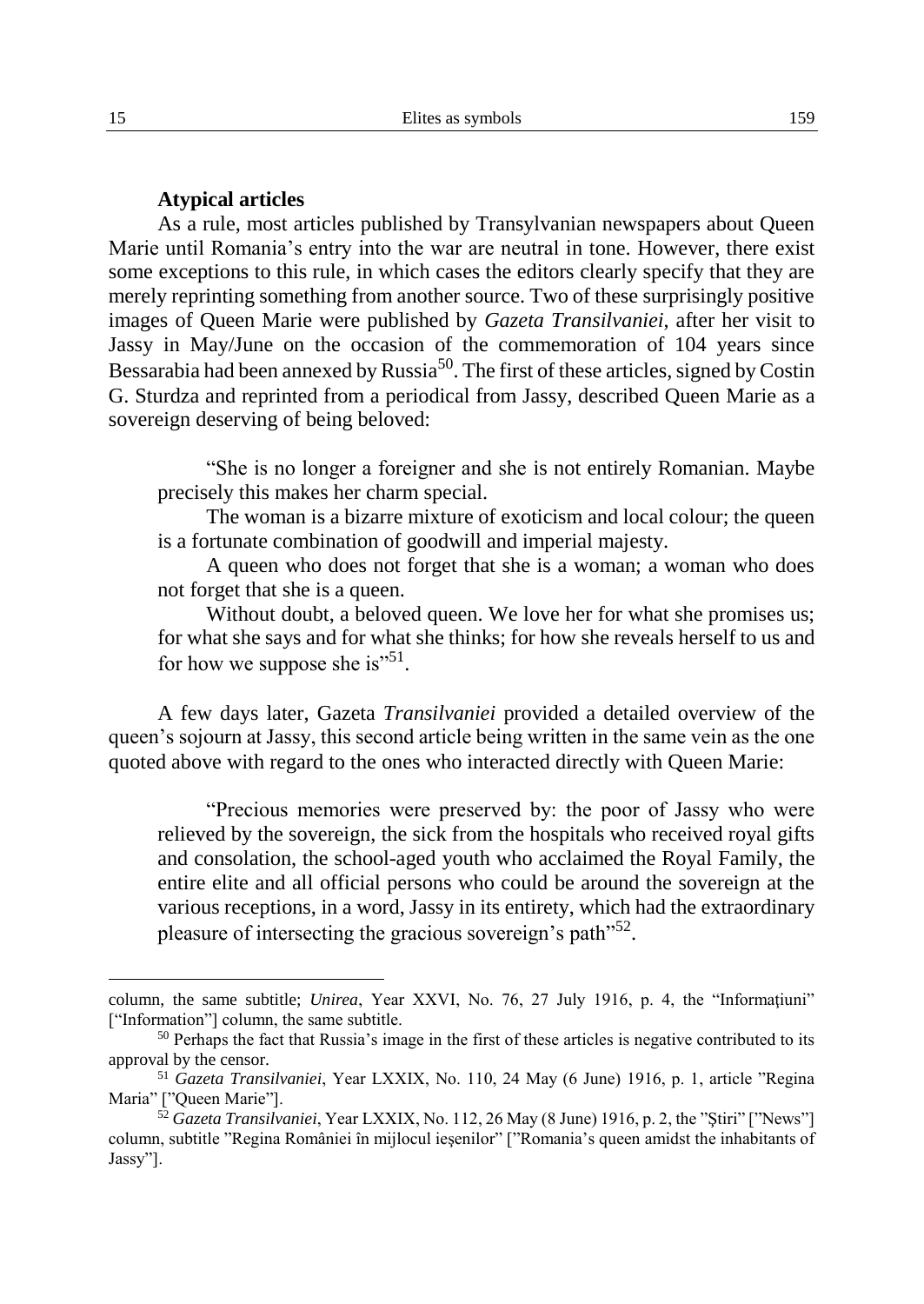### Atypical articles

As a rule, most articles published by Transylvanian newspapers about Queen Marie until Romania's entry into the war are neutral in tone. However, there exist some exceptions to this rule, in which cases the editors clearly specify that they are merely reprinting something from another source. Two of these surprisingly positive images of Queen Marie were published by *Gazeta Transilvaniei*, after her visit to Jassy in May/June on the occasion of the commemoration of 104 years since Bessarabia had been annexed by Russia[50]. The first of these articles, signed by Costin G. Sturdza and reprinted from a periodical from Jassy, described Queen Marie as a sovereign deserving of being beloved:

> "She is no longer a foreigner and she is not entirely Romanian. Maybe precisely this makes her charm special.
>
> The woman is a bizarre mixture of exoticism and local colour; the queen is a fortunate combination of goodwill and imperial majesty.
>
> A queen who does not forget that she is a woman; a woman who does not forget that she is a queen.
>
> Without doubt, a beloved queen. We love her for what she promises us; for what she says and for what she thinks; for how she reveals herself to us and for how we suppose she is"[51].

A few days later, Gazeta *Transilvaniei* provided a detailed overview of the queen's sojourn at Jassy, this second article being written in the same vein as the one quoted above with regard to the ones who interacted directly with Queen Marie:

> "Precious memories were preserved by: the poor of Jassy who were relieved by the sovereign, the sick from the hospitals who received royal gifts and consolation, the school-aged youth who acclaimed the Royal Family, the entire elite and all official persons who could be around the sovereign at the various receptions, in a word, Jassy in its entirety, which had the extraordinary pleasure of intersecting the gracious sovereign's path"[52].

---

column, the same subtitle; *Unirea*, Year XXVI, No. 76, 27 July 1916, p. 4, the "Informaţiuni" ["Information"] column, the same subtitle.

[50] Perhaps the fact that Russia's image in the first of these articles is negative contributed to its approval by the censor.

[51] *Gazeta Transilvaniei*, Year LXXIX, No. 110, 24 May (6 June) 1916, p. 1, article "Regina Maria" ["Queen Marie"].

[52] *Gazeta Transilvaniei*, Year LXXIX, No. 112, 26 May (8 June) 1916, p. 2, the "Ştiri" ["News"] column, subtitle "Regina României în mijlocul ieşenilor" ["Romania's queen amidst the inhabitants of Jassy"].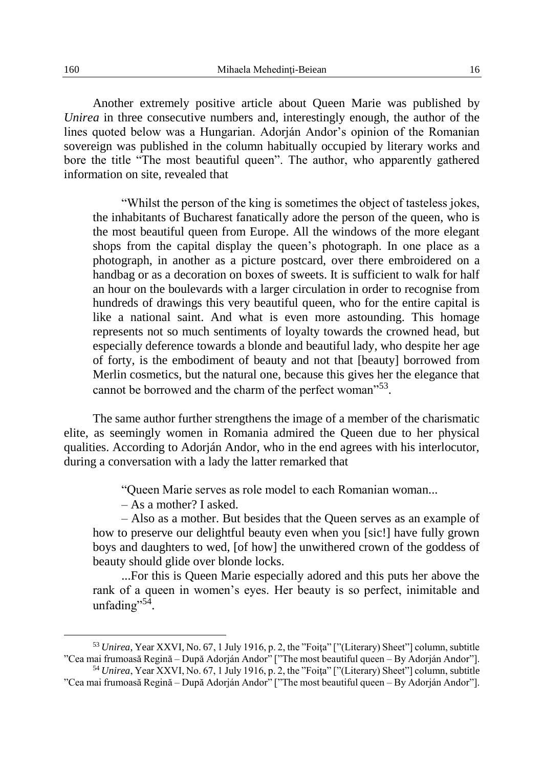Another extremely positive article about Queen Marie was published by *Unirea* in three consecutive numbers and, interestingly enough, the author of the lines quoted below was a Hungarian. Adorján Andor's opinion of the Romanian sovereign was published in the column habitually occupied by literary works and bore the title "The most beautiful queen". The author, who apparently gathered information on site, revealed that

> "Whilst the person of the king is sometimes the object of tasteless jokes, the inhabitants of Bucharest fanatically adore the person of the queen, who is the most beautiful queen from Europe. All the windows of the more elegant shops from the capital display the queen's photograph. In one place as a photograph, in another as a picture postcard, over there embroidered on a handbag or as a decoration on boxes of sweets. It is sufficient to walk for half an hour on the boulevards with a larger circulation in order to recognise from hundreds of drawings this very beautiful queen, who for the entire capital is like a national saint. And what is even more astounding. This homage represents not so much sentiments of loyalty towards the crowned head, but especially deference towards a blonde and beautiful lady, who despite her age of forty, is the embodiment of beauty and not that [beauty] borrowed from Merlin cosmetics, but the natural one, because this gives her the elegance that cannot be borrowed and the charm of the perfect woman"[53].

The same author further strengthens the image of a member of the charismatic elite, as seemingly women in Romania admired the Queen due to her physical qualities. According to Adorján Andor, who in the end agrees with his interlocutor, during a conversation with a lady the latter remarked that

> "Queen Marie serves as role model to each Romanian woman...
>
> – As a mother? I asked.
>
> – Also as a mother. But besides that the Queen serves as an example of how to preserve our delightful beauty even when you [sic!] have fully grown boys and daughters to wed, [of how] the unwithered crown of the goddess of beauty should glide over blonde locks.
>
> ...For this is Queen Marie especially adored and this puts her above the rank of a queen in women's eyes. Her beauty is so perfect, inimitable and unfading"[54].

---

[53] *Unirea*, Year XXVI, No. 67, 1 July 1916, p. 2, the "Foiţa" ["(Literary) Sheet"] column, subtitle "Cea mai frumoasă Regină – După Adorján Andor" ["The most beautiful queen – By Adorján Andor"].

[54] *Unirea*, Year XXVI, No. 67, 1 July 1916, p. 2, the "Foiţa" ["(Literary) Sheet"] column, subtitle "Cea mai frumoasă Regină – După Adorján Andor" ["The most beautiful queen – By Adorján Andor"].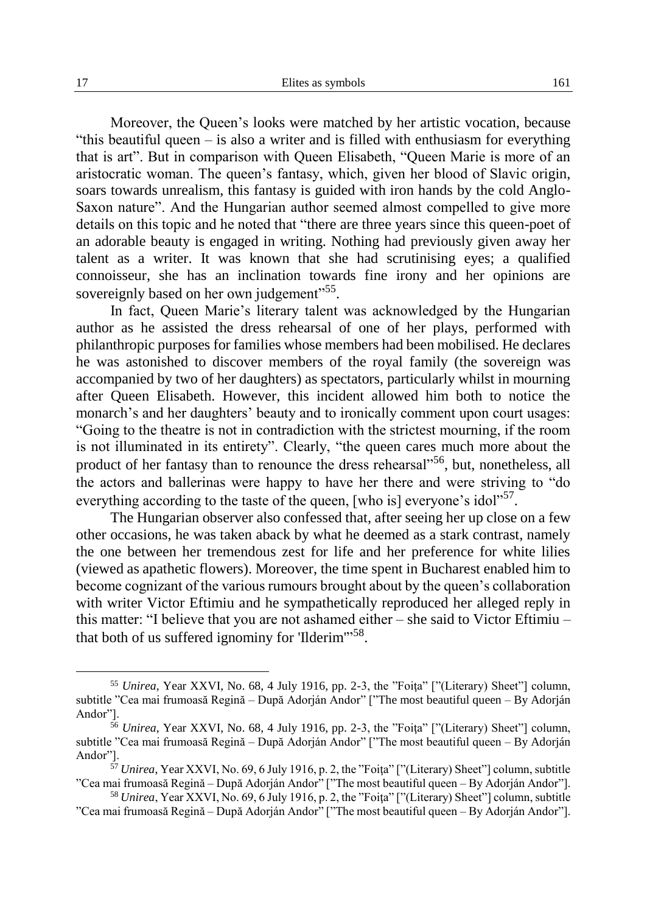Moreover, the Queen's looks were matched by her artistic vocation, because "this beautiful queen – is also a writer and is filled with enthusiasm for everything that is art". But in comparison with Queen Elisabeth, "Queen Marie is more of an aristocratic woman. The queen's fantasy, which, given her blood of Slavic origin, soars towards unrealism, this fantasy is guided with iron hands by the cold Anglo-Saxon nature". And the Hungarian author seemed almost compelled to give more details on this topic and he noted that "there are three years since this queen-poet of an adorable beauty is engaged in writing. Nothing had previously given away her talent as a writer. It was known that she had scrutinising eyes; a qualified connoisseur, she has an inclination towards fine irony and her opinions are sovereignly based on her own judgement"[55].

In fact, Queen Marie's literary talent was acknowledged by the Hungarian author as he assisted the dress rehearsal of one of her plays, performed with philanthropic purposes for families whose members had been mobilised. He declares he was astonished to discover members of the royal family (the sovereign was accompanied by two of her daughters) as spectators, particularly whilst in mourning after Queen Elisabeth. However, this incident allowed him both to notice the monarch's and her daughters' beauty and to ironically comment upon court usages: "Going to the theatre is not in contradiction with the strictest mourning, if the room is not illuminated in its entirety". Clearly, "the queen cares much more about the product of her fantasy than to renounce the dress rehearsal"[56], but, nonetheless, all the actors and ballerinas were happy to have her there and were striving to "do everything according to the taste of the queen, [who is] everyone's idol"[57].

The Hungarian observer also confessed that, after seeing her up close on a few other occasions, he was taken aback by what he deemed as a stark contrast, namely the one between her tremendous zest for life and her preference for white lilies (viewed as apathetic flowers). Moreover, the time spent in Bucharest enabled him to become cognizant of the various rumours brought about by the queen's collaboration with writer Victor Eftimiu and he sympathetically reproduced her alleged reply in this matter: "I believe that you are not ashamed either – she said to Victor Eftimiu – that both of us suffered ignominy for 'Ilderim'"[58].

---

[55] *Unirea*, Year XXVI, No. 68, 4 July 1916, pp. 2-3, the "Foiţa" ["(Literary) Sheet"] column, subtitle "Cea mai frumoasă Regină – După Adorján Andor" ["The most beautiful queen – By Adorján Andor"].

[56] *Unirea*, Year XXVI, No. 68, 4 July 1916, pp. 2-3, the "Foiţa" ["(Literary) Sheet"] column, subtitle "Cea mai frumoasă Regină – După Adorján Andor" ["The most beautiful queen – By Adorján Andor"].

[57] *Unirea*, Year XXVI, No. 69, 6 July 1916, p. 2, the "Foiţa" ["(Literary) Sheet"] column, subtitle "Cea mai frumoasă Regină – După Adorján Andor" ["The most beautiful queen – By Adorján Andor"].

[58] *Unirea*, Year XXVI, No. 69, 6 July 1916, p. 2, the "Foiţa" ["(Literary) Sheet"] column, subtitle "Cea mai frumoasă Regină – După Adorján Andor" ["The most beautiful queen – By Adorján Andor"].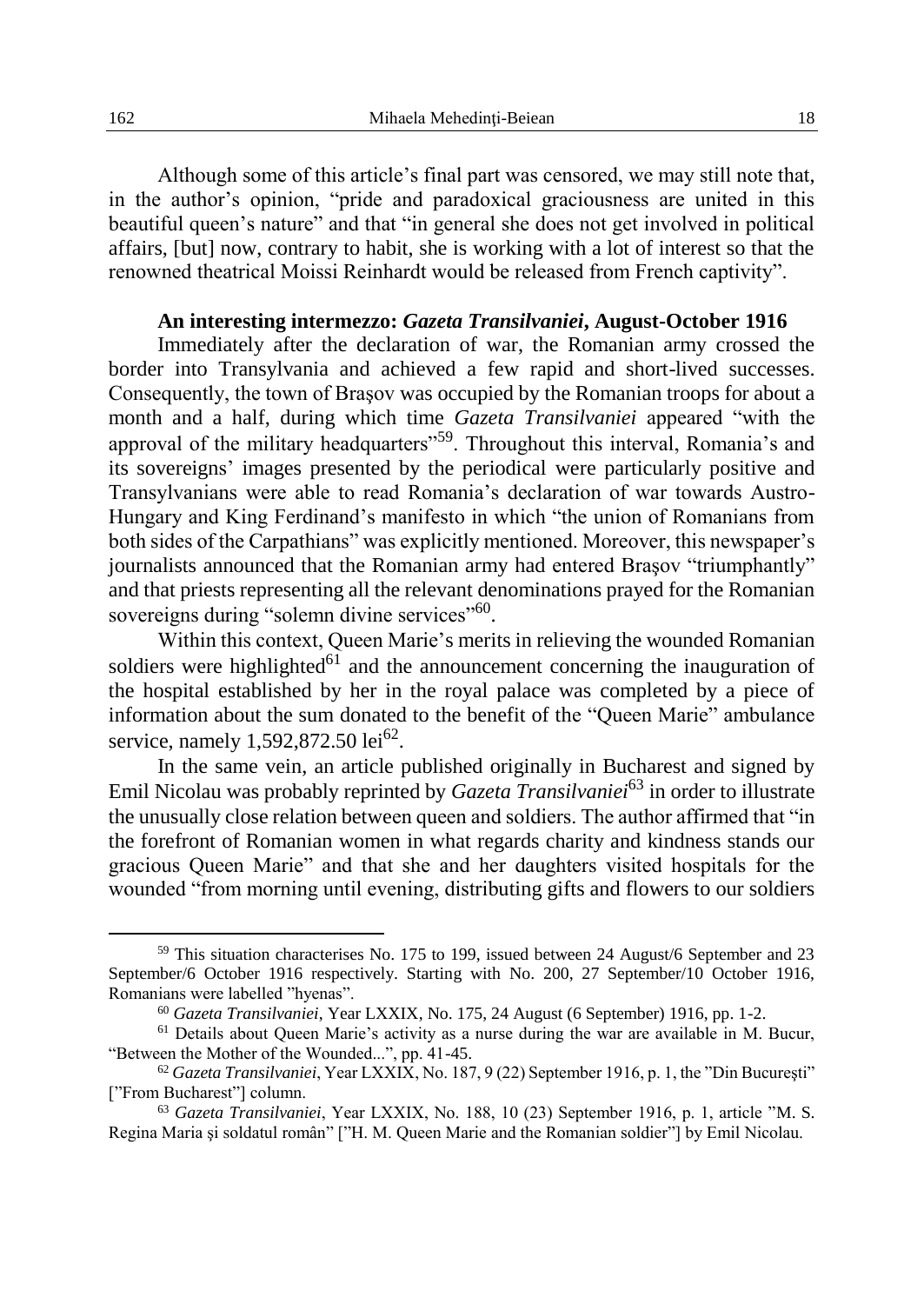Although some of this article's final part was censored, we may still note that, in the author's opinion, "pride and paradoxical graciousness are united in this beautiful queen's nature" and that "in general she does not get involved in political affairs, [but] now, contrary to habit, she is working with a lot of interest so that the renowned theatrical Moissi Reinhardt would be released from French captivity".

**An interesting intermezzo: *Gazeta Transilvaniei*, August-October 1916**

Immediately after the declaration of war, the Romanian army crossed the border into Transylvania and achieved a few rapid and short-lived successes. Consequently, the town of Braşov was occupied by the Romanian troops for about a month and a half, during which time *Gazeta Transilvaniei* appeared "with the approval of the military headquarters"[59]. Throughout this interval, Romania's and its sovereigns' images presented by the periodical were particularly positive and Transylvanians were able to read Romania's declaration of war towards Austro-Hungary and King Ferdinand's manifesto in which "the union of Romanians from both sides of the Carpathians" was explicitly mentioned. Moreover, this newspaper's journalists announced that the Romanian army had entered Braşov "triumphantly" and that priests representing all the relevant denominations prayed for the Romanian sovereigns during "solemn divine services"[60].

Within this context, Queen Marie's merits in relieving the wounded Romanian soldiers were highlighted[61] and the announcement concerning the inauguration of the hospital established by her in the royal palace was completed by a piece of information about the sum donated to the benefit of the "Queen Marie" ambulance service, namely 1,592,872.50 lei[62].

In the same vein, an article published originally in Bucharest and signed by Emil Nicolau was probably reprinted by *Gazeta Transilvaniei*[63] in order to illustrate the unusually close relation between queen and soldiers. The author affirmed that "in the forefront of Romanian women in what regards charity and kindness stands our gracious Queen Marie" and that she and her daughters visited hospitals for the wounded "from morning until evening, distributing gifts and flowers to our soldiers

---

[59] This situation characterises No. 175 to 199, issued between 24 August/6 September and 23 September/6 October 1916 respectively. Starting with No. 200, 27 September/10 October 1916, Romanians were labelled "hyenas".

[60] *Gazeta Transilvaniei*, Year LXXIX, No. 175, 24 August (6 September) 1916, pp. 1-2.

[61] Details about Queen Marie's activity as a nurse during the war are available in M. Bucur, "Between the Mother of the Wounded...", pp. 41-45.

[62] *Gazeta Transilvaniei*, Year LXXIX, No. 187, 9 (22) September 1916, p. 1, the "Din Bucureşti" ["From Bucharest"] column.

[63] *Gazeta Transilvaniei*, Year LXXIX, No. 188, 10 (23) September 1916, p. 1, article "M. S. Regina Maria şi soldatul român" ["H. M. Queen Marie and the Romanian soldier"] by Emil Nicolau.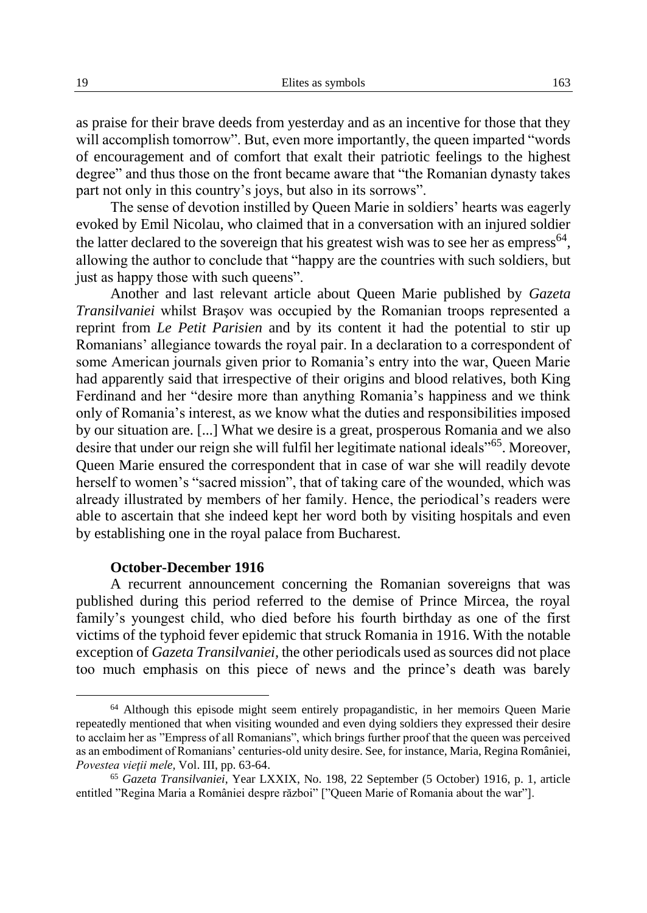as praise for their brave deeds from yesterday and as an incentive for those that they will accomplish tomorrow". But, even more importantly, the queen imparted "words of encouragement and of comfort that exalt their patriotic feelings to the highest degree" and thus those on the front became aware that "the Romanian dynasty takes part not only in this country's joys, but also in its sorrows".

The sense of devotion instilled by Queen Marie in soldiers' hearts was eagerly evoked by Emil Nicolau, who claimed that in a conversation with an injured soldier the latter declared to the sovereign that his greatest wish was to see her as empress[64], allowing the author to conclude that "happy are the countries with such soldiers, but just as happy those with such queens".

Another and last relevant article about Queen Marie published by *Gazeta Transilvaniei* whilst Braşov was occupied by the Romanian troops represented a reprint from *Le Petit Parisien* and by its content it had the potential to stir up Romanians' allegiance towards the royal pair. In a declaration to a correspondent of some American journals given prior to Romania's entry into the war, Queen Marie had apparently said that irrespective of their origins and blood relatives, both King Ferdinand and her "desire more than anything Romania's happiness and we think only of Romania's interest, as we know what the duties and responsibilities imposed by our situation are. [...] What we desire is a great, prosperous Romania and we also desire that under our reign she will fulfil her legitimate national ideals"[65]. Moreover, Queen Marie ensured the correspondent that in case of war she will readily devote herself to women's "sacred mission", that of taking care of the wounded, which was already illustrated by members of her family. Hence, the periodical's readers were able to ascertain that she indeed kept her word both by visiting hospitals and even by establishing one in the royal palace from Bucharest.

**October-December 1916**

A recurrent announcement concerning the Romanian sovereigns that was published during this period referred to the demise of Prince Mircea, the royal family's youngest child, who died before his fourth birthday as one of the first victims of the typhoid fever epidemic that struck Romania in 1916. With the notable exception of *Gazeta Transilvaniei*, the other periodicals used as sources did not place too much emphasis on this piece of news and the prince's death was barely

---

[64] Although this episode might seem entirely propagandistic, in her memoirs Queen Marie repeatedly mentioned that when visiting wounded and even dying soldiers they expressed their desire to acclaim her as "Empress of all Romanians", which brings further proof that the queen was perceived as an embodiment of Romanians' centuries-old unity desire. See, for instance, Maria, Regina României, *Povestea vieţii mele*, Vol. III, pp. 63-64.

[65] *Gazeta Transilvaniei*, Year LXXIX, No. 198, 22 September (5 October) 1916, p. 1, article entitled "Regina Maria a României despre război" ["Queen Marie of Romania about the war"].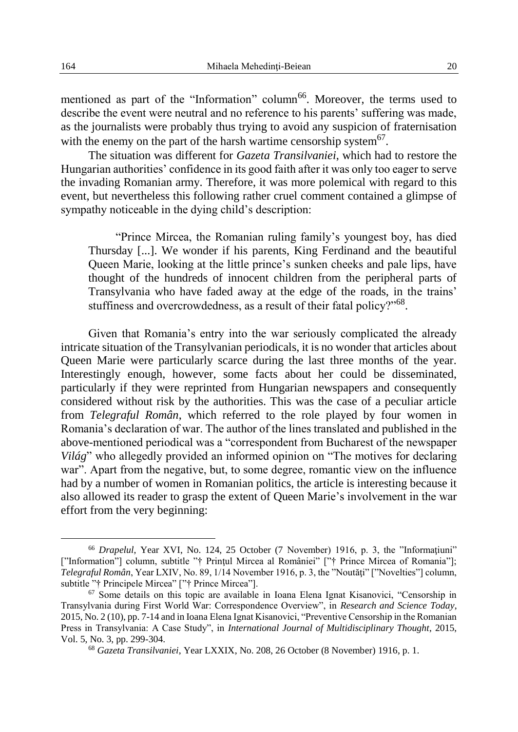mentioned as part of the "Information" column[66]. Moreover, the terms used to describe the event were neutral and no reference to his parents' suffering was made, as the journalists were probably thus trying to avoid any suspicion of fraternisation with the enemy on the part of the harsh wartime censorship system[67].

The situation was different for *Gazeta Transilvaniei*, which had to restore the Hungarian authorities' confidence in its good faith after it was only too eager to serve the invading Romanian army. Therefore, it was more polemical with regard to this event, but nevertheless this following rather cruel comment contained a glimpse of sympathy noticeable in the dying child's description:

> "Prince Mircea, the Romanian ruling family's youngest boy, has died Thursday [...]. We wonder if his parents, King Ferdinand and the beautiful Queen Marie, looking at the little prince's sunken cheeks and pale lips, have thought of the hundreds of innocent children from the peripheral parts of Transylvania who have faded away at the edge of the roads, in the trains' stuffiness and overcrowdedness, as a result of their fatal policy?"[68].

Given that Romania's entry into the war seriously complicated the already intricate situation of the Transylvanian periodicals, it is no wonder that articles about Queen Marie were particularly scarce during the last three months of the year. Interestingly enough, however, some facts about her could be disseminated, particularly if they were reprinted from Hungarian newspapers and consequently considered without risk by the authorities. This was the case of a peculiar article from *Telegraful Român*, which referred to the role played by four women in Romania's declaration of war. The author of the lines translated and published in the above-mentioned periodical was a "correspondent from Bucharest of the newspaper *Világ*" who allegedly provided an informed opinion on "The motives for declaring war". Apart from the negative, but, to some degree, romantic view on the influence had by a number of women in Romanian politics, the article is interesting because it also allowed its reader to grasp the extent of Queen Marie's involvement in the war effort from the very beginning:

---

[66] *Drapelul*, Year XVI, No. 124, 25 October (7 November) 1916, p. 3, the "Informaţiuni" ["Information"] column, subtitle "† Prinţul Mircea al României" ["† Prince Mircea of Romania"]; *Telegraful Român*, Year LXIV, No. 89, 1/14 November 1916, p. 3, the "Noutăţi" ["Novelties"] column, subtitle "† Principele Mircea" ["† Prince Mircea"].

[67] Some details on this topic are available in Ioana Elena Ignat Kisanovici, "Censorship in Transylvania during First World War: Correspondence Overview", in *Research and Science Today*, 2015, No. 2 (10), pp. 7-14 and in Ioana Elena Ignat Kisanovici, "Preventive Censorship in the Romanian Press in Transylvania: A Case Study", in *International Journal of Multidisciplinary Thought*, 2015, Vol. 5, No. 3, pp. 299-304.

[68] *Gazeta Transilvaniei*, Year LXXIX, No. 208, 26 October (8 November) 1916, p. 1.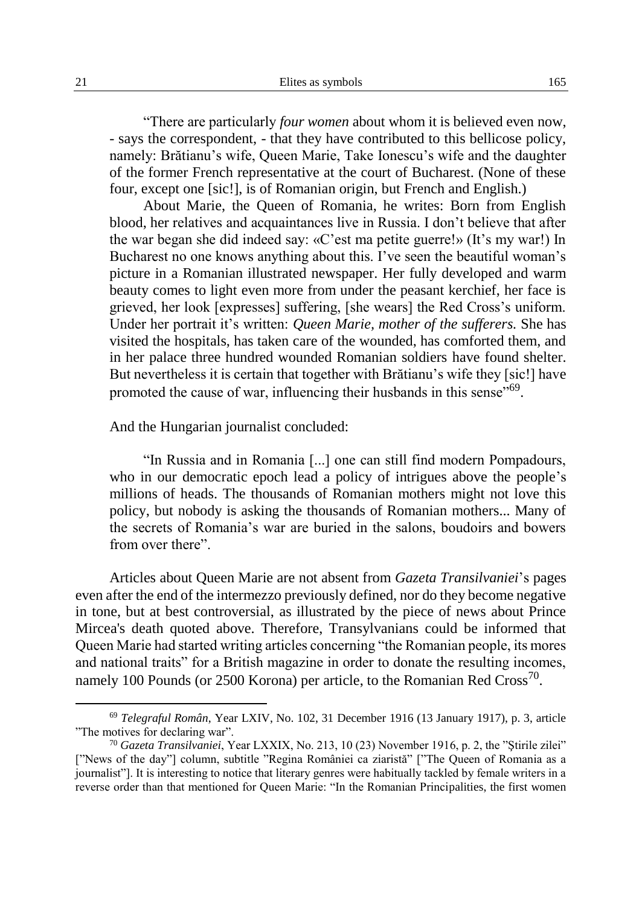"There are particularly *four women* about whom it is believed even now, - says the correspondent, - that they have contributed to this bellicose policy, namely: Brătianu's wife, Queen Marie, Take Ionescu's wife and the daughter of the former French representative at the court of Bucharest. (None of these four, except one [sic!], is of Romanian origin, but French and English.)

About Marie, the Queen of Romania, he writes: Born from English blood, her relatives and acquaintances live in Russia. I don't believe that after the war began she did indeed say: «C'est ma petite guerre!» (It's my war!) In Bucharest no one knows anything about this. I've seen the beautiful woman's picture in a Romanian illustrated newspaper. Her fully developed and warm beauty comes to light even more from under the peasant kerchief, her face is grieved, her look [expresses] suffering, [she wears] the Red Cross's uniform. Under her portrait it's written: *Queen Marie, mother of the sufferers.* She has visited the hospitals, has taken care of the wounded, has comforted them, and in her palace three hundred wounded Romanian soldiers have found shelter. But nevertheless it is certain that together with Brătianu's wife they [sic!] have promoted the cause of war, influencing their husbands in this sense"[69].

And the Hungarian journalist concluded:

"In Russia and in Romania [...] one can still find modern Pompadours, who in our democratic epoch lead a policy of intrigues above the people's millions of heads. The thousands of Romanian mothers might not love this policy, but nobody is asking the thousands of Romanian mothers... Many of the secrets of Romania's war are buried in the salons, boudoirs and bowers from over there".

Articles about Queen Marie are not absent from *Gazeta Transilvaniei*'s pages even after the end of the intermezzo previously defined, nor do they become negative in tone, but at best controversial, as illustrated by the piece of news about Prince Mircea's death quoted above. Therefore, Transylvanians could be informed that Queen Marie had started writing articles concerning "the Romanian people, its mores and national traits" for a British magazine in order to donate the resulting incomes, namely 100 Pounds (or 2500 Korona) per article, to the Romanian Red Cross[70].

---

[69] *Telegraful Român*, Year LXIV, No. 102, 31 December 1916 (13 January 1917), p. 3, article "The motives for declaring war".

[70] *Gazeta Transilvaniei*, Year LXXIX, No. 213, 10 (23) November 1916, p. 2, the "Ştirile zilei" ["News of the day"] column, subtitle "Regina României ca ziaristă" ["The Queen of Romania as a journalist"]. It is interesting to notice that literary genres were habitually tackled by female writers in a reverse order than that mentioned for Queen Marie: "In the Romanian Principalities, the first women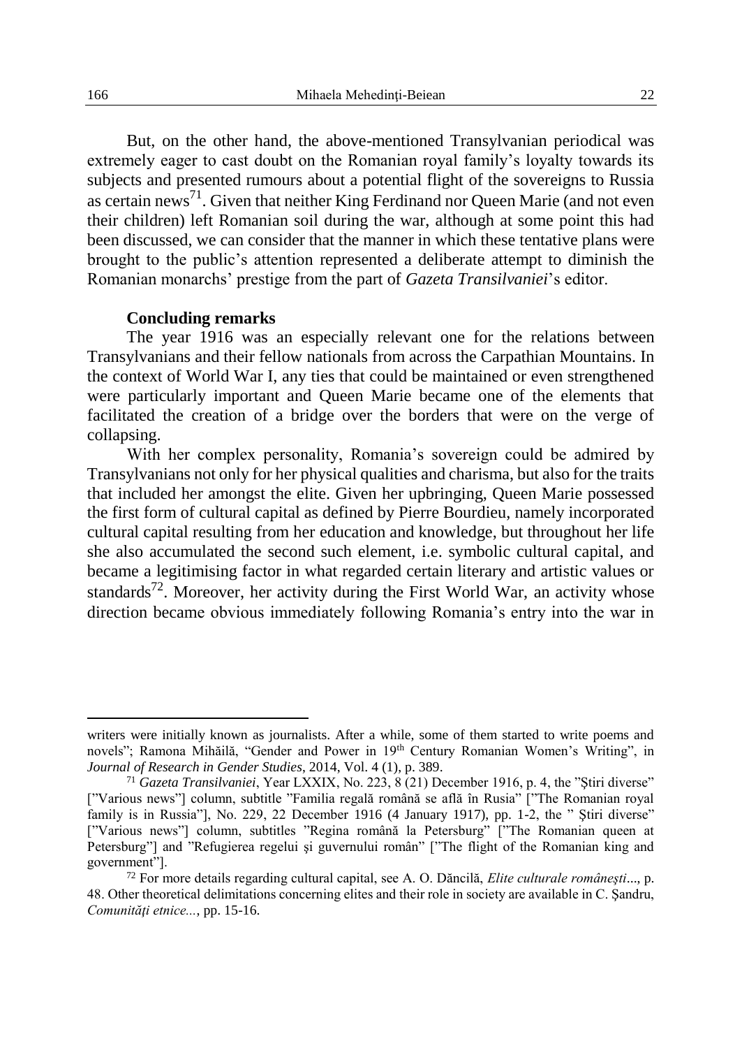But, on the other hand, the above-mentioned Transylvanian periodical was extremely eager to cast doubt on the Romanian royal family's loyalty towards its subjects and presented rumours about a potential flight of the sovereigns to Russia as certain news[71]. Given that neither King Ferdinand nor Queen Marie (and not even their children) left Romanian soil during the war, although at some point this had been discussed, we can consider that the manner in which these tentative plans were brought to the public's attention represented a deliberate attempt to diminish the Romanian monarchs' prestige from the part of *Gazeta Transilvaniei*'s editor.

## Concluding remarks

The year 1916 was an especially relevant one for the relations between Transylvanians and their fellow nationals from across the Carpathian Mountains. In the context of World War I, any ties that could be maintained or even strengthened were particularly important and Queen Marie became one of the elements that facilitated the creation of a bridge over the borders that were on the verge of collapsing.

With her complex personality, Romania's sovereign could be admired by Transylvanians not only for her physical qualities and charisma, but also for the traits that included her amongst the elite. Given her upbringing, Queen Marie possessed the first form of cultural capital as defined by Pierre Bourdieu, namely incorporated cultural capital resulting from her education and knowledge, but throughout her life she also accumulated the second such element, i.e. symbolic cultural capital, and became a legitimising factor in what regarded certain literary and artistic values or standards[72]. Moreover, her activity during the First World War, an activity whose direction became obvious immediately following Romania's entry into the war in

---

writers were initially known as journalists. After a while, some of them started to write poems and novels"; Ramona Mihăilă, "Gender and Power in 19th Century Romanian Women's Writing", in *Journal of Research in Gender Studies,* 2014, Vol. 4 (1), p. 389.

[71] *Gazeta Transilvaniei*, Year LXXIX, No. 223, 8 (21) December 1916, p. 4, the "Știri diverse" ["Various news"] column, subtitle "Familia regală română se află în Rusia" ["The Romanian royal family is in Russia"], No. 229, 22 December 1916 (4 January 1917), pp. 1-2, the " Știri diverse" ["Various news"] column, subtitles "Regina română la Petersburg" ["The Romanian queen at Petersburg"] and "Refugierea regelui și guvernului român" ["The flight of the Romanian king and government"].

[72] For more details regarding cultural capital, see A. O. Dăncilă, *Elite culturale românești*..., p. 48. Other theoretical delimitations concerning elites and their role in society are available in C. Șandru, *Comunități etnice...*, pp. 15-16.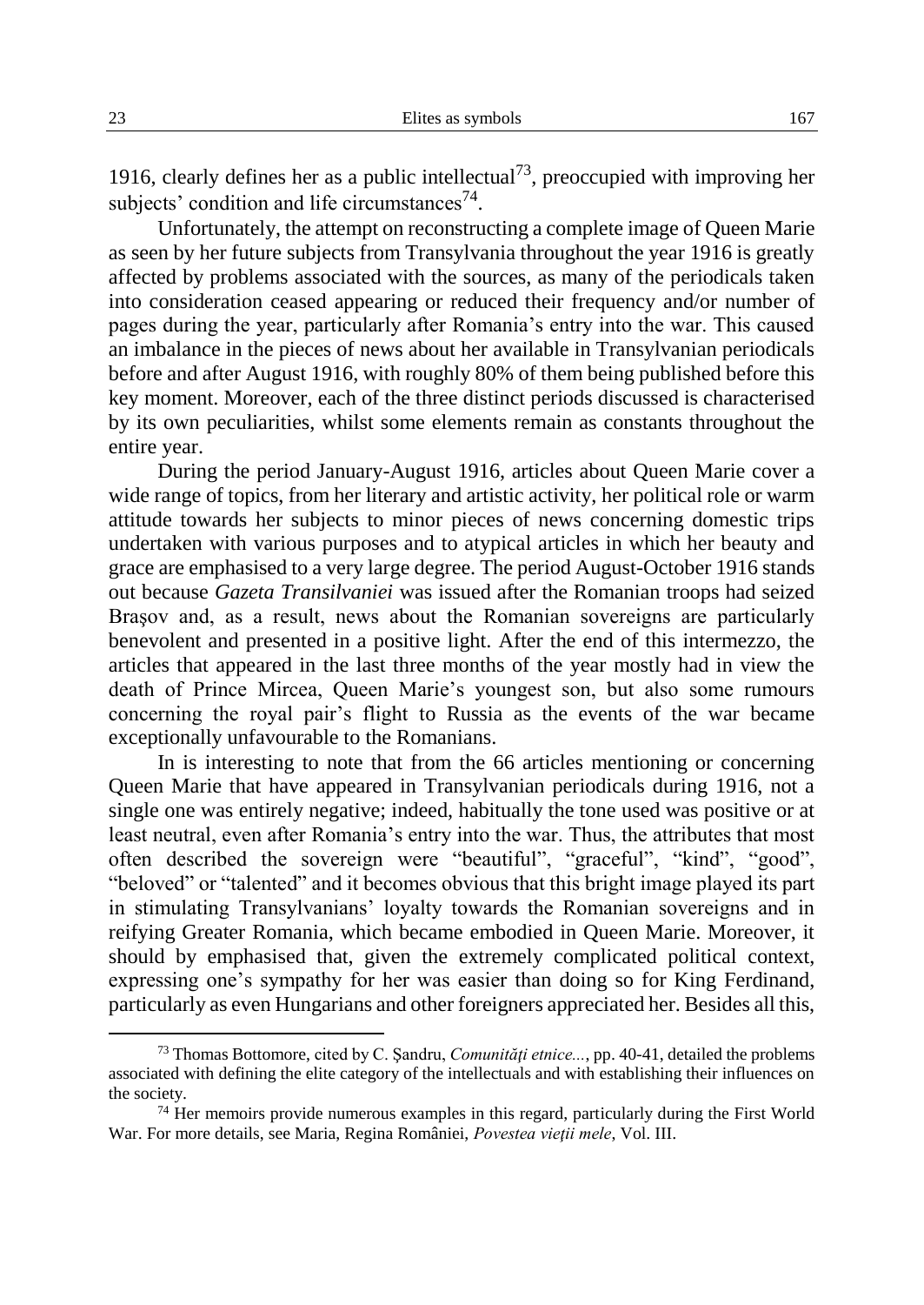1916, clearly defines her as a public intellectual[73], preoccupied with improving her subjects' condition and life circumstances[74].

Unfortunately, the attempt on reconstructing a complete image of Queen Marie as seen by her future subjects from Transylvania throughout the year 1916 is greatly affected by problems associated with the sources, as many of the periodicals taken into consideration ceased appearing or reduced their frequency and/or number of pages during the year, particularly after Romania's entry into the war. This caused an imbalance in the pieces of news about her available in Transylvanian periodicals before and after August 1916, with roughly 80% of them being published before this key moment. Moreover, each of the three distinct periods discussed is characterised by its own peculiarities, whilst some elements remain as constants throughout the entire year.

During the period January-August 1916, articles about Queen Marie cover a wide range of topics, from her literary and artistic activity, her political role or warm attitude towards her subjects to minor pieces of news concerning domestic trips undertaken with various purposes and to atypical articles in which her beauty and grace are emphasised to a very large degree. The period August-October 1916 stands out because *Gazeta Transilvaniei* was issued after the Romanian troops had seized Braşov and, as a result, news about the Romanian sovereigns are particularly benevolent and presented in a positive light. After the end of this intermezzo, the articles that appeared in the last three months of the year mostly had in view the death of Prince Mircea, Queen Marie's youngest son, but also some rumours concerning the royal pair's flight to Russia as the events of the war became exceptionally unfavourable to the Romanians.

In is interesting to note that from the 66 articles mentioning or concerning Queen Marie that have appeared in Transylvanian periodicals during 1916, not a single one was entirely negative; indeed, habitually the tone used was positive or at least neutral, even after Romania's entry into the war. Thus, the attributes that most often described the sovereign were "beautiful", "graceful", "kind", "good", "beloved" or "talented" and it becomes obvious that this bright image played its part in stimulating Transylvanians' loyalty towards the Romanian sovereigns and in reifying Greater Romania, which became embodied in Queen Marie. Moreover, it should by emphasised that, given the extremely complicated political context, expressing one's sympathy for her was easier than doing so for King Ferdinand, particularly as even Hungarians and other foreigners appreciated her. Besides all this,

---

[73] Thomas Bottomore, cited by C. Şandru, *Comunităţi etnice...*, pp. 40-41, detailed the problems associated with defining the elite category of the intellectuals and with establishing their influences on the society.

[74] Her memoirs provide numerous examples in this regard, particularly during the First World War. For more details, see Maria, Regina României, *Povestea vieţii mele*, Vol. III.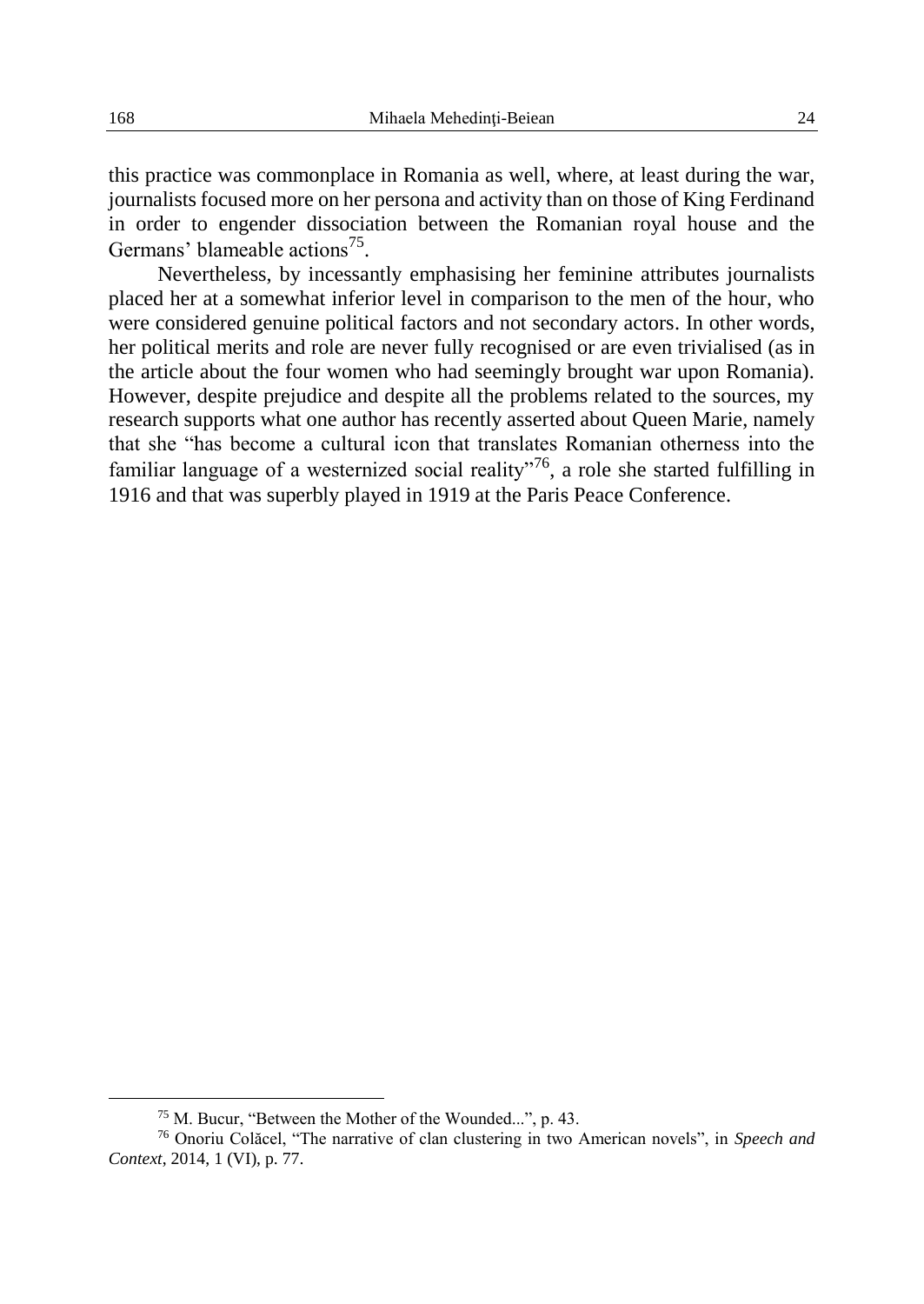this practice was commonplace in Romania as well, where, at least during the war, journalists focused more on her persona and activity than on those of King Ferdinand in order to engender dissociation between the Romanian royal house and the Germans' blameable actions[75].

Nevertheless, by incessantly emphasising her feminine attributes journalists placed her at a somewhat inferior level in comparison to the men of the hour, who were considered genuine political factors and not secondary actors. In other words, her political merits and role are never fully recognised or are even trivialised (as in the article about the four women who had seemingly brought war upon Romania). However, despite prejudice and despite all the problems related to the sources, my research supports what one author has recently asserted about Queen Marie, namely that she "has become a cultural icon that translates Romanian otherness into the familiar language of a westernized social reality"[76], a role she started fulfilling in 1916 and that was superbly played in 1919 at the Paris Peace Conference.

---

[75] M. Bucur, "Between the Mother of the Wounded...", p. 43.

[76] Onoriu Colăcel, "The narrative of clan clustering in two American novels", in *Speech and Context*, 2014, 1 (VI), p. 77.